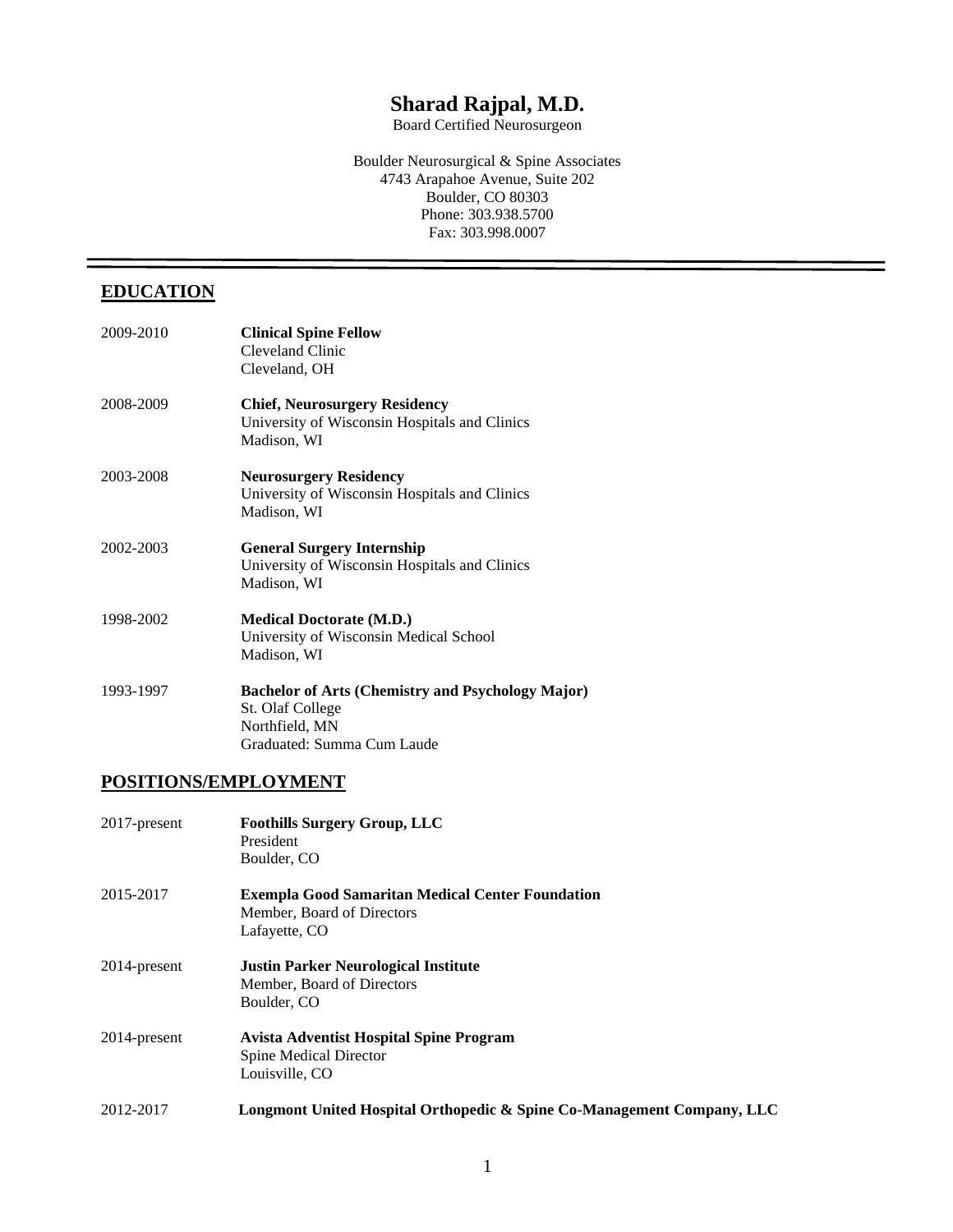# Sharad Rajpal, M.D.

Board Certified Neurosurgeon

Boulder Neurosurgical & Spine Associates
4743 Arapahoe Avenue, Suite 202
Boulder, CO 80303
Phone: 303.938.5700
Fax: 303.998.0007

---

## EDUCATION

2009-2010 **Clinical Spine Fellow**
Cleveland Clinic
Cleveland, OH

2008-2009 **Chief, Neurosurgery Residency**
University of Wisconsin Hospitals and Clinics
Madison, WI

2003-2008 **Neurosurgery Residency**
University of Wisconsin Hospitals and Clinics
Madison, WI

2002-2003 **General Surgery Internship**
University of Wisconsin Hospitals and Clinics
Madison, WI

1998-2002 **Medical Doctorate (M.D.)**
University of Wisconsin Medical School
Madison, WI

1993-1997 **Bachelor of Arts (Chemistry and Psychology Major)**
St. Olaf College
Northfield, MN
Graduated: Summa Cum Laude

## POSITIONS/EMPLOYMENT

2017-present **Foothills Surgery Group, LLC**
President
Boulder, CO

2015-2017 **Exempla Good Samaritan Medical Center Foundation**
Member, Board of Directors
Lafayette, CO

2014-present **Justin Parker Neurological Institute**
Member, Board of Directors
Boulder, CO

2014-present **Avista Adventist Hospital Spine Program**
Spine Medical Director
Louisville, CO

2012-2017 **Longmont United Hospital Orthopedic & Spine Co-Management Company, LLC**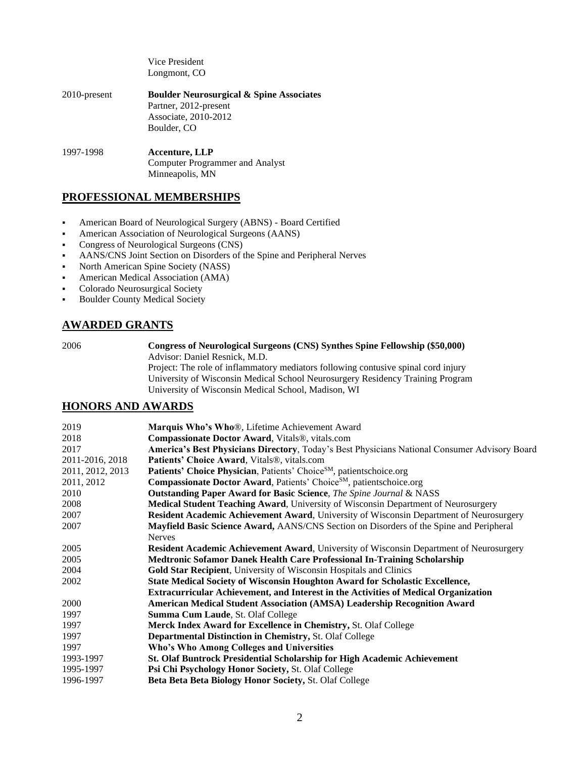Vice President
Longmont, CO

2010-present **Boulder Neurosurgical & Spine Associates**
Partner, 2012-present
Associate, 2010-2012
Boulder, CO

1997-1998 **Accenture, LLP**
Computer Programmer and Analyst
Minneapolis, MN

## PROFESSIONAL MEMBERSHIPS

- American Board of Neurological Surgery (ABNS) - Board Certified
- American Association of Neurological Surgeons (AANS)
- Congress of Neurological Surgeons (CNS)
- AANS/CNS Joint Section on Disorders of the Spine and Peripheral Nerves
- North American Spine Society (NASS)
- American Medical Association (AMA)
- Colorado Neurosurgical Society
- Boulder County Medical Society

## AWARDED GRANTS

2006 **Congress of Neurological Surgeons (CNS) Synthes Spine Fellowship ($50,000)**
Advisor: Daniel Resnick, M.D.
Project: The role of inflammatory mediators following contusive spinal cord injury
University of Wisconsin Medical School Neurosurgery Residency Training Program
University of Wisconsin Medical School, Madison, WI

## HONORS AND AWARDS

| | |
|---|---|
| 2019 | **Marquis Who's Who**®, Lifetime Achievement Award |
| 2018 | **Compassionate Doctor Award**, Vitals®, vitals.com |
| 2017 | **America's Best Physicians Directory**, Today's Best Physicians National Consumer Advisory Board |
| 2011-2016, 2018 | **Patients' Choice Award**, Vitals®, vitals.com |
| 2011, 2012, 2013 | **Patients' Choice Physician**, Patients' Choice℠, patientschoice.org |
| 2011, 2012 | **Compassionate Doctor Award**, Patients' Choice℠, patientschoice.org |
| 2010 | **Outstanding Paper Award for Basic Science**, *The Spine Journal* & NASS |
| 2008 | **Medical Student Teaching Award**, University of Wisconsin Department of Neurosurgery |
| 2007 | **Resident Academic Achievement Award**, University of Wisconsin Department of Neurosurgery |
| 2007 | **Mayfield Basic Science Award,** AANS/CNS Section on Disorders of the Spine and Peripheral Nerves |
| 2005 | **Resident Academic Achievement Award**, University of Wisconsin Department of Neurosurgery |
| 2005 | **Medtronic Sofamor Danek Health Care Professional In-Training Scholarship** |
| 2004 | **Gold Star Recipient**, University of Wisconsin Hospitals and Clinics |
| 2002 | **State Medical Society of Wisconsin Houghton Award for Scholastic Excellence, Extracurricular Achievement, and Interest in the Activities of Medical Organization** |
| 2000 | **American Medical Student Association (AMSA) Leadership Recognition Award** |
| 1997 | **Summa Cum Laude**, St. Olaf College |
| 1997 | **Merck Index Award for Excellence in Chemistry,** St. Olaf College |
| 1997 | **Departmental Distinction in Chemistry,** St. Olaf College |
| 1997 | **Who's Who Among Colleges and Universities** |
| 1993-1997 | **St. Olaf Buntrock Presidential Scholarship for High Academic Achievement** |
| 1995-1997 | **Psi Chi Psychology Honor Society,** St. Olaf College |
| 1996-1997 | **Beta Beta Beta Biology Honor Society,** St. Olaf College |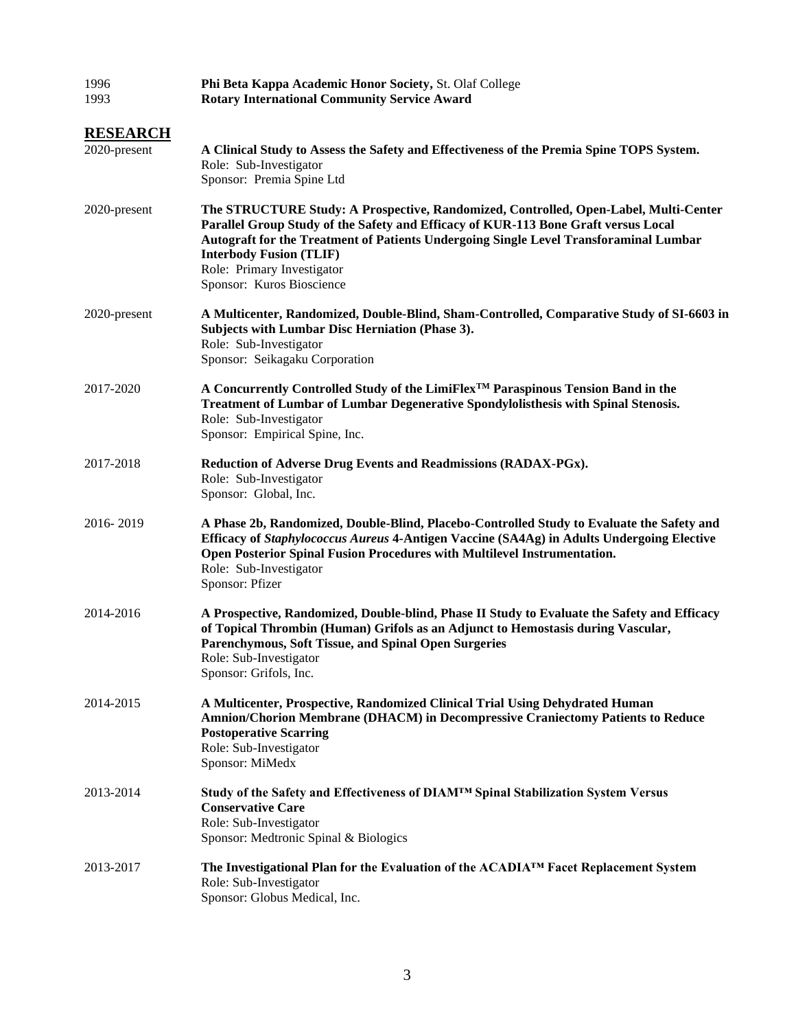1996 **Phi Beta Kappa Academic Honor Society,** St. Olaf College
1993 **Rotary International Community Service Award**

## RESEARCH

2020-present **A Clinical Study to Assess the Safety and Effectiveness of the Premia Spine TOPS System.**
Role: Sub-Investigator
Sponsor: Premia Spine Ltd

2020-present **The STRUCTURE Study: A Prospective, Randomized, Controlled, Open-Label, Multi-Center Parallel Group Study of the Safety and Efficacy of KUR-113 Bone Graft versus Local Autograft for the Treatment of Patients Undergoing Single Level Transforaminal Lumbar Interbody Fusion (TLIF)**
Role: Primary Investigator
Sponsor: Kuros Bioscience

2020-present **A Multicenter, Randomized, Double-Blind, Sham-Controlled, Comparative Study of SI-6603 in Subjects with Lumbar Disc Herniation (Phase 3).**
Role: Sub-Investigator
Sponsor: Seikagaku Corporation

2017-2020 **A Concurrently Controlled Study of the LimiFlex™ Paraspinous Tension Band in the Treatment of Lumbar of Lumbar Degenerative Spondylolisthesis with Spinal Stenosis.**
Role: Sub-Investigator
Sponsor: Empirical Spine, Inc.

2017-2018 **Reduction of Adverse Drug Events and Readmissions (RADAX-PGx).**
Role: Sub-Investigator
Sponsor: Global, Inc.

2016- 2019 **A Phase 2b, Randomized, Double-Blind, Placebo-Controlled Study to Evaluate the Safety and Efficacy of *Staphylococcus Aureus* 4-Antigen Vaccine (SA4Ag) in Adults Undergoing Elective Open Posterior Spinal Fusion Procedures with Multilevel Instrumentation.**
Role: Sub-Investigator
Sponsor: Pfizer

2014-2016 **A Prospective, Randomized, Double-blind, Phase II Study to Evaluate the Safety and Efficacy of Topical Thrombin (Human) Grifols as an Adjunct to Hemostasis during Vascular, Parenchymous, Soft Tissue, and Spinal Open Surgeries**
Role: Sub-Investigator
Sponsor: Grifols, Inc.

2014-2015 **A Multicenter, Prospective, Randomized Clinical Trial Using Dehydrated Human Amnion/Chorion Membrane (DHACM) in Decompressive Craniectomy Patients to Reduce Postoperative Scarring**
Role: Sub-Investigator
Sponsor: MiMedx

2013-2014 **Study of the Safety and Effectiveness of DIAM™ Spinal Stabilization System Versus Conservative Care**
Role: Sub-Investigator
Sponsor: Medtronic Spinal & Biologics

2013-2017 **The Investigational Plan for the Evaluation of the ACADIA™ Facet Replacement System**
Role: Sub-Investigator
Sponsor: Globus Medical, Inc.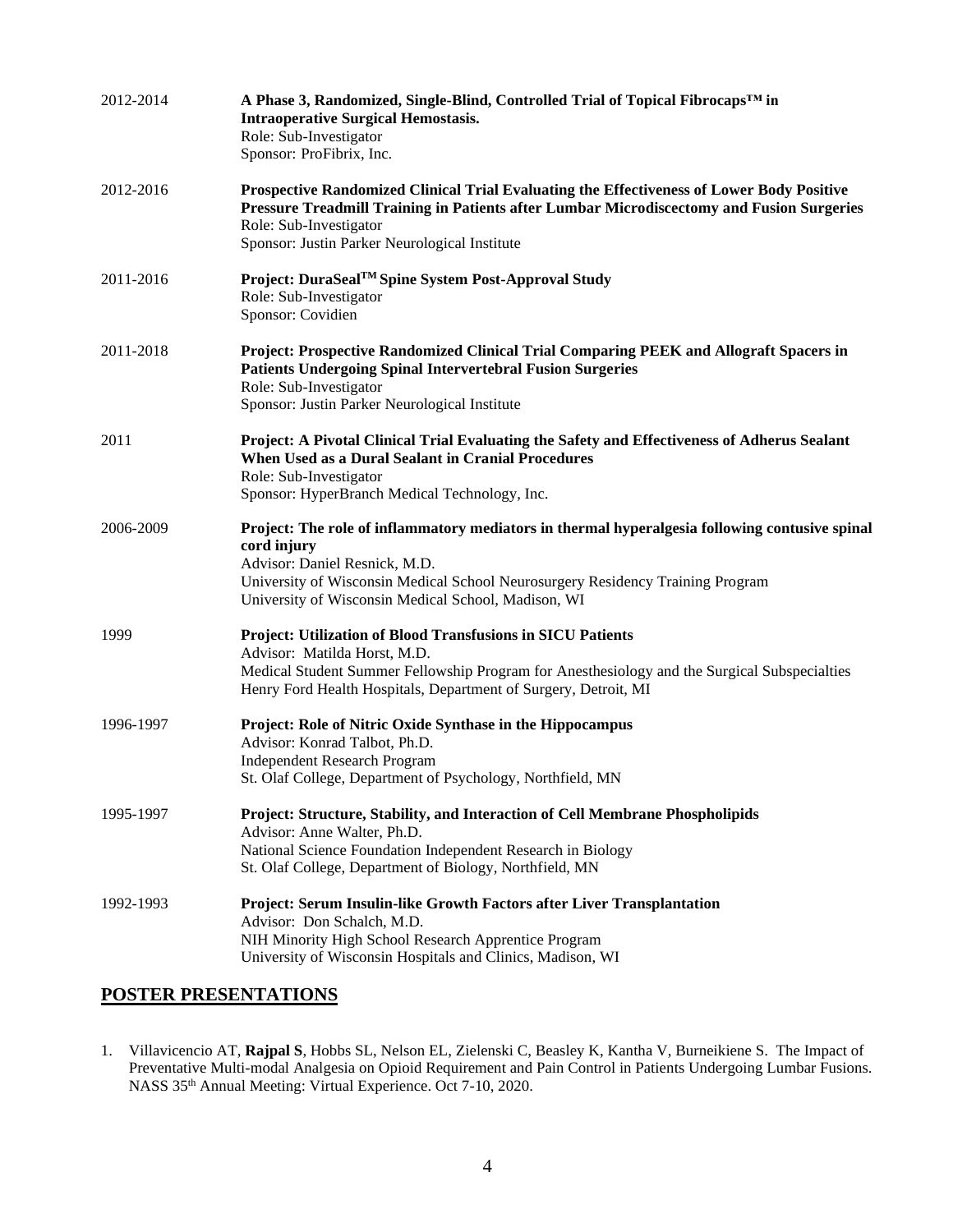2012-2014 **A Phase 3, Randomized, Single-Blind, Controlled Trial of Topical Fibrocaps™ in Intraoperative Surgical Hemostasis.**
Role: Sub-Investigator
Sponsor: ProFibrix, Inc.

2012-2016 **Prospective Randomized Clinical Trial Evaluating the Effectiveness of Lower Body Positive Pressure Treadmill Training in Patients after Lumbar Microdiscectomy and Fusion Surgeries**
Role: Sub-Investigator
Sponsor: Justin Parker Neurological Institute

2011-2016 **Project: DuraSeal™ Spine System Post-Approval Study**
Role: Sub-Investigator
Sponsor: Covidien

2011-2018 **Project: Prospective Randomized Clinical Trial Comparing PEEK and Allograft Spacers in Patients Undergoing Spinal Intervertebral Fusion Surgeries**
Role: Sub-Investigator
Sponsor: Justin Parker Neurological Institute

2011 **Project: A Pivotal Clinical Trial Evaluating the Safety and Effectiveness of Adherus Sealant When Used as a Dural Sealant in Cranial Procedures**
Role: Sub-Investigator
Sponsor: HyperBranch Medical Technology, Inc.

2006-2009 **Project: The role of inflammatory mediators in thermal hyperalgesia following contusive spinal cord injury**
Advisor: Daniel Resnick, M.D.
University of Wisconsin Medical School Neurosurgery Residency Training Program
University of Wisconsin Medical School, Madison, WI

1999 **Project: Utilization of Blood Transfusions in SICU Patients**
Advisor: Matilda Horst, M.D.
Medical Student Summer Fellowship Program for Anesthesiology and the Surgical Subspecialties
Henry Ford Health Hospitals, Department of Surgery, Detroit, MI

1996-1997 **Project: Role of Nitric Oxide Synthase in the Hippocampus**
Advisor: Konrad Talbot, Ph.D.
Independent Research Program
St. Olaf College, Department of Psychology, Northfield, MN

1995-1997 **Project: Structure, Stability, and Interaction of Cell Membrane Phospholipids**
Advisor: Anne Walter, Ph.D.
National Science Foundation Independent Research in Biology
St. Olaf College, Department of Biology, Northfield, MN

1992-1993 **Project: Serum Insulin-like Growth Factors after Liver Transplantation**
Advisor: Don Schalch, M.D.
NIH Minority High School Research Apprentice Program
University of Wisconsin Hospitals and Clinics, Madison, WI

## POSTER PRESENTATIONS

1. Villavicencio AT, **Rajpal S**, Hobbs SL, Nelson EL, Zielenski C, Beasley K, Kantha V, Burneikiene S. The Impact of Preventative Multi-modal Analgesia on Opioid Requirement and Pain Control in Patients Undergoing Lumbar Fusions. NASS 35th Annual Meeting: Virtual Experience. Oct 7-10, 2020.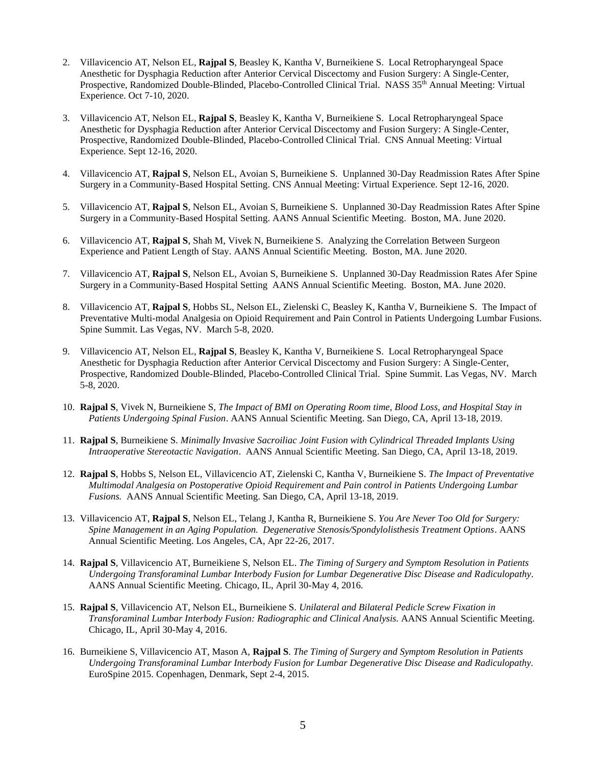2. Villavicencio AT, Nelson EL, **Rajpal S**, Beasley K, Kantha V, Burneikiene S. Local Retropharyngeal Space Anesthetic for Dysphagia Reduction after Anterior Cervical Discectomy and Fusion Surgery: A Single-Center, Prospective, Randomized Double-Blinded, Placebo-Controlled Clinical Trial. NASS 35th Annual Meeting: Virtual Experience. Oct 7-10, 2020.

3. Villavicencio AT, Nelson EL, **Rajpal S**, Beasley K, Kantha V, Burneikiene S. Local Retropharyngeal Space Anesthetic for Dysphagia Reduction after Anterior Cervical Discectomy and Fusion Surgery: A Single-Center, Prospective, Randomized Double-Blinded, Placebo-Controlled Clinical Trial. CNS Annual Meeting: Virtual Experience. Sept 12-16, 2020.

4. Villavicencio AT, **Rajpal S**, Nelson EL, Avoian S, Burneikiene S. Unplanned 30-Day Readmission Rates After Spine Surgery in a Community-Based Hospital Setting. CNS Annual Meeting: Virtual Experience. Sept 12-16, 2020.

5. Villavicencio AT, **Rajpal S**, Nelson EL, Avoian S, Burneikiene S. Unplanned 30-Day Readmission Rates After Spine Surgery in a Community-Based Hospital Setting. AANS Annual Scientific Meeting. Boston, MA. June 2020.

6. Villavicencio AT, **Rajpal S**, Shah M, Vivek N, Burneikiene S. Analyzing the Correlation Between Surgeon Experience and Patient Length of Stay. AANS Annual Scientific Meeting. Boston, MA. June 2020.

7. Villavicencio AT, **Rajpal S**, Nelson EL, Avoian S, Burneikiene S. Unplanned 30-Day Readmission Rates Afer Spine Surgery in a Community-Based Hospital Setting AANS Annual Scientific Meeting. Boston, MA. June 2020.

8. Villavicencio AT, **Rajpal S**, Hobbs SL, Nelson EL, Zielenski C, Beasley K, Kantha V, Burneikiene S. The Impact of Preventative Multi-modal Analgesia on Opioid Requirement and Pain Control in Patients Undergoing Lumbar Fusions. Spine Summit. Las Vegas, NV. March 5-8, 2020.

9. Villavicencio AT, Nelson EL, **Rajpal S**, Beasley K, Kantha V, Burneikiene S. Local Retropharyngeal Space Anesthetic for Dysphagia Reduction after Anterior Cervical Discectomy and Fusion Surgery: A Single-Center, Prospective, Randomized Double-Blinded, Placebo-Controlled Clinical Trial. Spine Summit. Las Vegas, NV. March 5-8, 2020.

10. **Rajpal S**, Vivek N, Burneikiene S, *The Impact of BMI on Operating Room time, Blood Loss, and Hospital Stay in Patients Undergoing Spinal Fusion*. AANS Annual Scientific Meeting. San Diego, CA, April 13-18, 2019.

11. **Rajpal S**, Burneikiene S. *Minimally Invasive Sacroiliac Joint Fusion with Cylindrical Threaded Implants Using Intraoperative Stereotactic Navigation*. AANS Annual Scientific Meeting. San Diego, CA, April 13-18, 2019.

12. **Rajpal S**, Hobbs S, Nelson EL, Villavicencio AT, Zielenski C, Kantha V, Burneikiene S. *The Impact of Preventative Multimodal Analgesia on Postoperative Opioid Requirement and Pain control in Patients Undergoing Lumbar Fusions.* AANS Annual Scientific Meeting. San Diego, CA, April 13-18, 2019.

13. Villavicencio AT, **Rajpal S**, Nelson EL, Telang J, Kantha R, Burneikiene S. *You Are Never Too Old for Surgery: Spine Management in an Aging Population. Degenerative Stenosis/Spondylolisthesis Treatment Options*. AANS Annual Scientific Meeting. Los Angeles, CA, Apr 22-26, 2017.

14. **Rajpal S**, Villavicencio AT, Burneikiene S, Nelson EL. *The Timing of Surgery and Symptom Resolution in Patients Undergoing Transforaminal Lumbar Interbody Fusion for Lumbar Degenerative Disc Disease and Radiculopathy*. AANS Annual Scientific Meeting. Chicago, IL, April 30-May 4, 2016.

15. **Rajpal S**, Villavicencio AT, Nelson EL, Burneikiene S. *Unilateral and Bilateral Pedicle Screw Fixation in Transforaminal Lumbar Interbody Fusion: Radiographic and Clinical Analysis.* AANS Annual Scientific Meeting. Chicago, IL, April 30-May 4, 2016.

16. Burneikiene S, Villavicencio AT, Mason A, **Rajpal S**. *The Timing of Surgery and Symptom Resolution in Patients Undergoing Transforaminal Lumbar Interbody Fusion for Lumbar Degenerative Disc Disease and Radiculopathy.* EuroSpine 2015. Copenhagen, Denmark, Sept 2-4, 2015.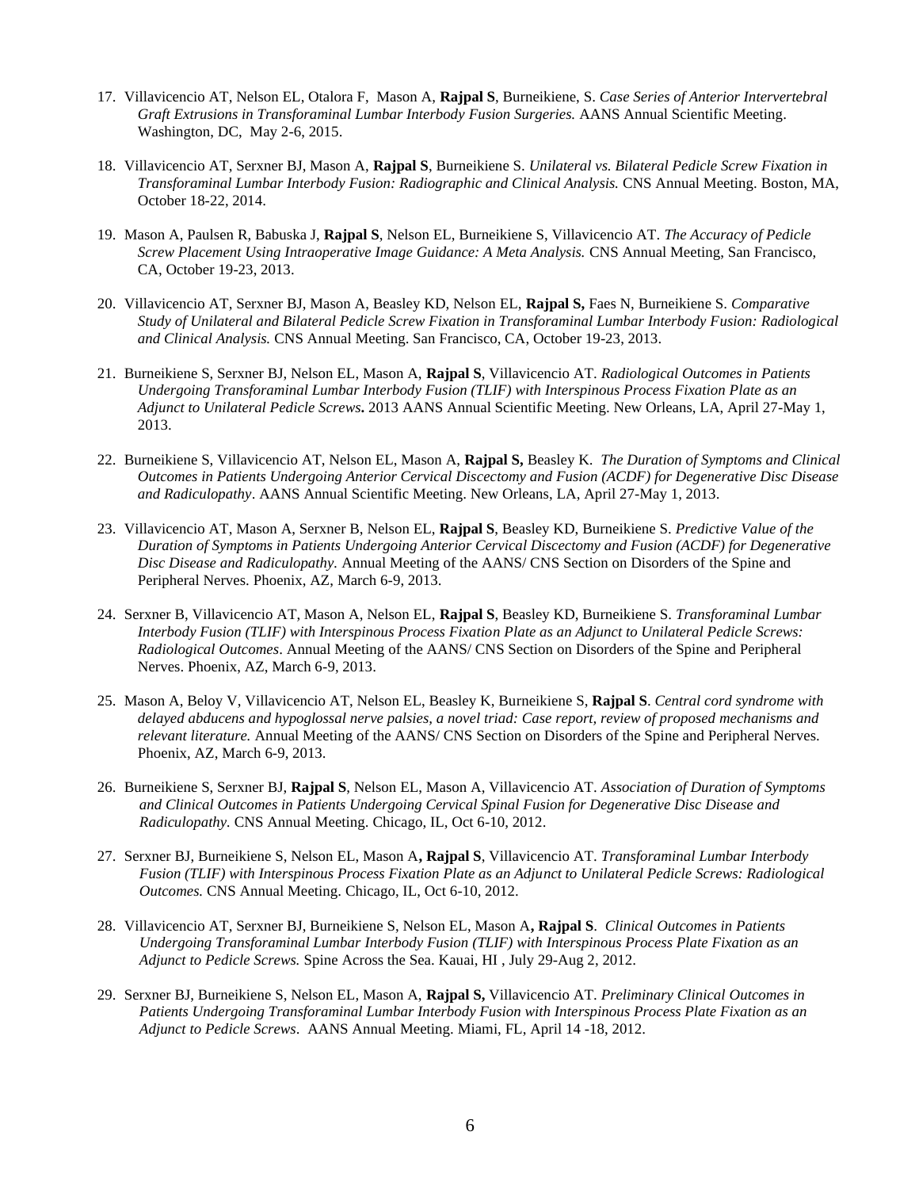17. Villavicencio AT, Nelson EL, Otalora F, Mason A, **Rajpal S**, Burneikiene, S. *Case Series of Anterior Intervertebral Graft Extrusions in Transforaminal Lumbar Interbody Fusion Surgeries.* AANS Annual Scientific Meeting. Washington, DC, May 2-6, 2015.

18. Villavicencio AT, Serxner BJ, Mason A, **Rajpal S**, Burneikiene S. *Unilateral vs. Bilateral Pedicle Screw Fixation in Transforaminal Lumbar Interbody Fusion: Radiographic and Clinical Analysis.* CNS Annual Meeting. Boston, MA, October 18-22, 2014.

19. Mason A, Paulsen R, Babuska J, **Rajpal S**, Nelson EL, Burneikiene S, Villavicencio AT. *The Accuracy of Pedicle Screw Placement Using Intraoperative Image Guidance: A Meta Analysis.* CNS Annual Meeting, San Francisco, CA, October 19-23, 2013.

20. Villavicencio AT, Serxner BJ, Mason A, Beasley KD, Nelson EL, **Rajpal S,** Faes N, Burneikiene S. *Comparative Study of Unilateral and Bilateral Pedicle Screw Fixation in Transforaminal Lumbar Interbody Fusion: Radiological and Clinical Analysis.* CNS Annual Meeting. San Francisco, CA, October 19-23, 2013.

21. Burneikiene S, Serxner BJ, Nelson EL, Mason A, **Rajpal S**, Villavicencio AT. *Radiological Outcomes in Patients Undergoing Transforaminal Lumbar Interbody Fusion (TLIF) with Interspinous Process Fixation Plate as an Adjunct to Unilateral Pedicle Screws***.** 2013 AANS Annual Scientific Meeting. New Orleans, LA, April 27-May 1, 2013.

22. Burneikiene S, Villavicencio AT, Nelson EL, Mason A, **Rajpal S,** Beasley K. *The Duration of Symptoms and Clinical Outcomes in Patients Undergoing Anterior Cervical Discectomy and Fusion (ACDF) for Degenerative Disc Disease and Radiculopathy*. AANS Annual Scientific Meeting. New Orleans, LA, April 27-May 1, 2013.

23. Villavicencio AT, Mason A, Serxner B, Nelson EL, **Rajpal S**, Beasley KD, Burneikiene S. *Predictive Value of the Duration of Symptoms in Patients Undergoing Anterior Cervical Discectomy and Fusion (ACDF) for Degenerative Disc Disease and Radiculopathy.* Annual Meeting of the AANS/ CNS Section on Disorders of the Spine and Peripheral Nerves. Phoenix, AZ, March 6-9, 2013.

24. Serxner B, Villavicencio AT, Mason A, Nelson EL, **Rajpal S**, Beasley KD, Burneikiene S. *Transforaminal Lumbar Interbody Fusion (TLIF) with Interspinous Process Fixation Plate as an Adjunct to Unilateral Pedicle Screws: Radiological Outcomes*. Annual Meeting of the AANS/ CNS Section on Disorders of the Spine and Peripheral Nerves. Phoenix, AZ, March 6-9, 2013.

25. Mason A, Beloy V, Villavicencio AT, Nelson EL, Beasley K, Burneikiene S, **Rajpal S**. *Central cord syndrome with delayed abducens and hypoglossal nerve palsies, a novel triad: Case report, review of proposed mechanisms and relevant literature.* Annual Meeting of the AANS/ CNS Section on Disorders of the Spine and Peripheral Nerves. Phoenix, AZ, March 6-9, 2013.

26. Burneikiene S, Serxner BJ, **Rajpal S**, Nelson EL, Mason A, Villavicencio AT. *Association of Duration of Symptoms and Clinical Outcomes in Patients Undergoing Cervical Spinal Fusion for Degenerative Disc Disease and Radiculopathy.* CNS Annual Meeting. Chicago, IL, Oct 6-10, 2012.

27. Serxner BJ, Burneikiene S, Nelson EL, Mason A**, Rajpal S**, Villavicencio AT. *Transforaminal Lumbar Interbody Fusion (TLIF) with Interspinous Process Fixation Plate as an Adjunct to Unilateral Pedicle Screws: Radiological Outcomes.* CNS Annual Meeting. Chicago, IL, Oct 6-10, 2012.

28. Villavicencio AT, Serxner BJ, Burneikiene S, Nelson EL, Mason A**, Rajpal S**. *Clinical Outcomes in Patients Undergoing Transforaminal Lumbar Interbody Fusion (TLIF) with Interspinous Process Plate Fixation as an Adjunct to Pedicle Screws.* Spine Across the Sea. Kauai, HI , July 29-Aug 2, 2012.

29. Serxner BJ, Burneikiene S, Nelson EL, Mason A, **Rajpal S,** Villavicencio AT. *Preliminary Clinical Outcomes in Patients Undergoing Transforaminal Lumbar Interbody Fusion with Interspinous Process Plate Fixation as an Adjunct to Pedicle Screws*. AANS Annual Meeting. Miami, FL, April 14 -18, 2012.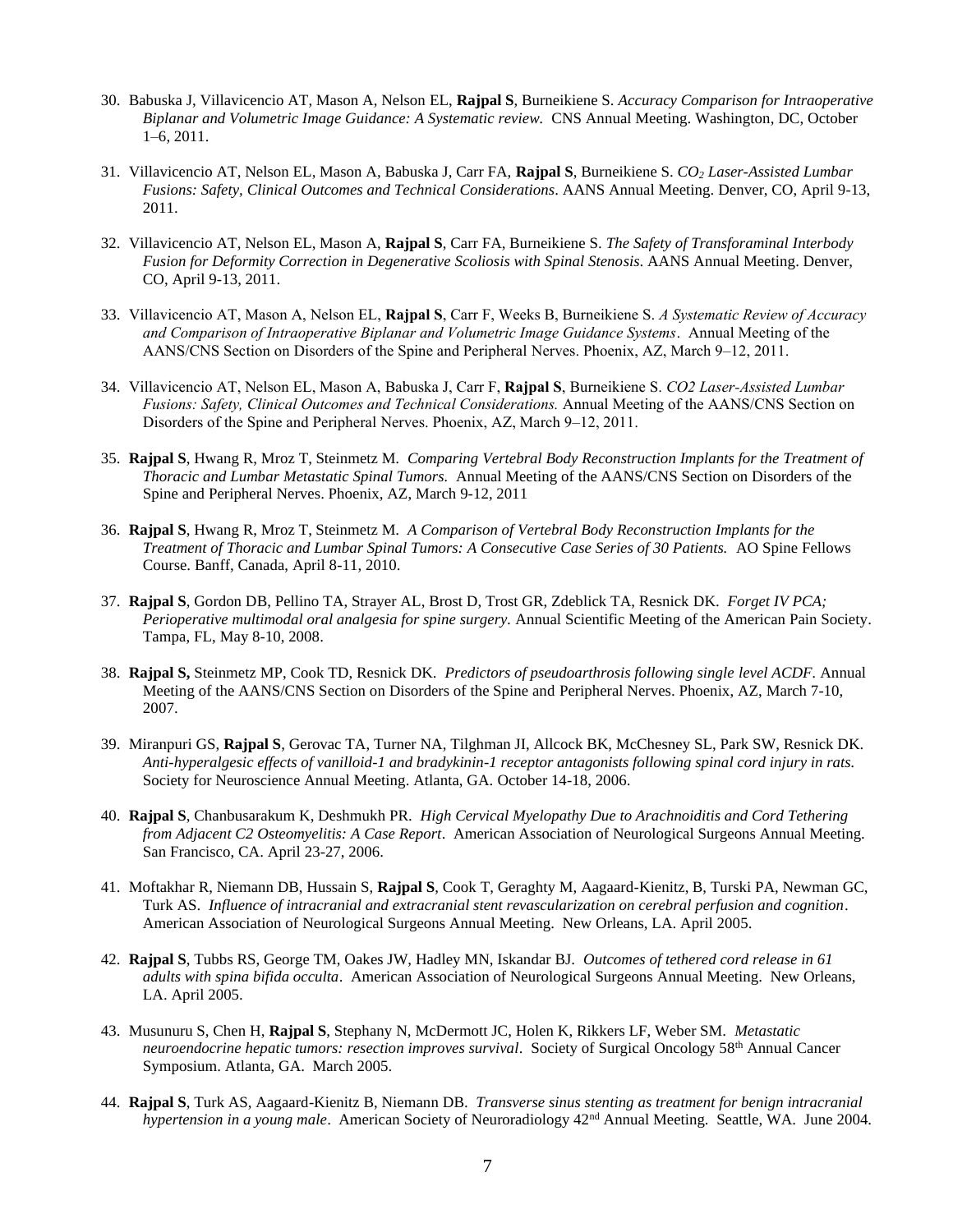30. Babuska J, Villavicencio AT, Mason A, Nelson EL, **Rajpal S**, Burneikiene S. *Accuracy Comparison for Intraoperative Biplanar and Volumetric Image Guidance: A Systematic review.* CNS Annual Meeting. Washington, DC, October 1–6, 2011.

31. Villavicencio AT, Nelson EL, Mason A, Babuska J, Carr FA, **Rajpal S**, Burneikiene S. *$CO_2$ Laser-Assisted Lumbar Fusions: Safety, Clinical Outcomes and Technical Considerations*. AANS Annual Meeting. Denver, CO, April 9-13, 2011.

32. Villavicencio AT, Nelson EL, Mason A, **Rajpal S**, Carr FA, Burneikiene S. *The Safety of Transforaminal Interbody Fusion for Deformity Correction in Degenerative Scoliosis with Spinal Stenosis.* AANS Annual Meeting. Denver, CO, April 9-13, 2011.

33. Villavicencio AT, Mason A, Nelson EL, **Rajpal S**, Carr F, Weeks B, Burneikiene S. *A Systematic Review of Accuracy and Comparison of Intraoperative Biplanar and Volumetric Image Guidance Systems*. Annual Meeting of the AANS/CNS Section on Disorders of the Spine and Peripheral Nerves. Phoenix, AZ, March 9–12, 2011.

34. Villavicencio AT, Nelson EL, Mason A, Babuska J, Carr F, **Rajpal S**, Burneikiene S. *CO2 Laser-Assisted Lumbar Fusions: Safety, Clinical Outcomes and Technical Considerations.* Annual Meeting of the AANS/CNS Section on Disorders of the Spine and Peripheral Nerves. Phoenix, AZ, March 9–12, 2011.

35. **Rajpal S**, Hwang R, Mroz T, Steinmetz M. *Comparing Vertebral Body Reconstruction Implants for the Treatment of Thoracic and Lumbar Metastatic Spinal Tumors.* Annual Meeting of the AANS/CNS Section on Disorders of the Spine and Peripheral Nerves. Phoenix, AZ, March 9-12, 2011

36. **Rajpal S**, Hwang R, Mroz T, Steinmetz M. *A Comparison of Vertebral Body Reconstruction Implants for the Treatment of Thoracic and Lumbar Spinal Tumors: A Consecutive Case Series of 30 Patients.* AO Spine Fellows Course. Banff, Canada, April 8-11, 2010.

37. **Rajpal S**, Gordon DB, Pellino TA, Strayer AL, Brost D, Trost GR, Zdeblick TA, Resnick DK. *Forget IV PCA; Perioperative multimodal oral analgesia for spine surgery.* Annual Scientific Meeting of the American Pain Society. Tampa, FL, May 8-10, 2008.

38. **Rajpal S,** Steinmetz MP, Cook TD, Resnick DK. *Predictors of pseudoarthrosis following single level ACDF.* Annual Meeting of the AANS/CNS Section on Disorders of the Spine and Peripheral Nerves. Phoenix, AZ, March 7-10, 2007.

39. Miranpuri GS, **Rajpal S**, Gerovac TA, Turner NA, Tilghman JI, Allcock BK, McChesney SL, Park SW, Resnick DK. *Anti-hyperalgesic effects of vanilloid-1 and bradykinin-1 receptor antagonists following spinal cord injury in rats.* Society for Neuroscience Annual Meeting. Atlanta, GA. October 14-18, 2006.

40. **Rajpal S**, Chanbusarakum K, Deshmukh PR. *High Cervical Myelopathy Due to Arachnoiditis and Cord Tethering from Adjacent C2 Osteomyelitis: A Case Report*. American Association of Neurological Surgeons Annual Meeting. San Francisco, CA. April 23-27, 2006.

41. Moftakhar R, Niemann DB, Hussain S, **Rajpal S**, Cook T, Geraghty M, Aagaard-Kienitz, B, Turski PA, Newman GC, Turk AS. *Influence of intracranial and extracranial stent revascularization on cerebral perfusion and cognition*. American Association of Neurological Surgeons Annual Meeting. New Orleans, LA. April 2005.

42. **Rajpal S**, Tubbs RS, George TM, Oakes JW, Hadley MN, Iskandar BJ. *Outcomes of tethered cord release in 61 adults with spina bifida occulta*. American Association of Neurological Surgeons Annual Meeting. New Orleans, LA. April 2005.

43. Musunuru S, Chen H, **Rajpal S**, Stephany N, McDermott JC, Holen K, Rikkers LF, Weber SM. *Metastatic neuroendocrine hepatic tumors: resection improves survival*. Society of Surgical Oncology 58th Annual Cancer Symposium. Atlanta, GA. March 2005.

44. **Rajpal S**, Turk AS, Aagaard-Kienitz B, Niemann DB. *Transverse sinus stenting as treatment for benign intracranial hypertension in a young male*. American Society of Neuroradiology 42nd Annual Meeting. Seattle, WA. June 2004.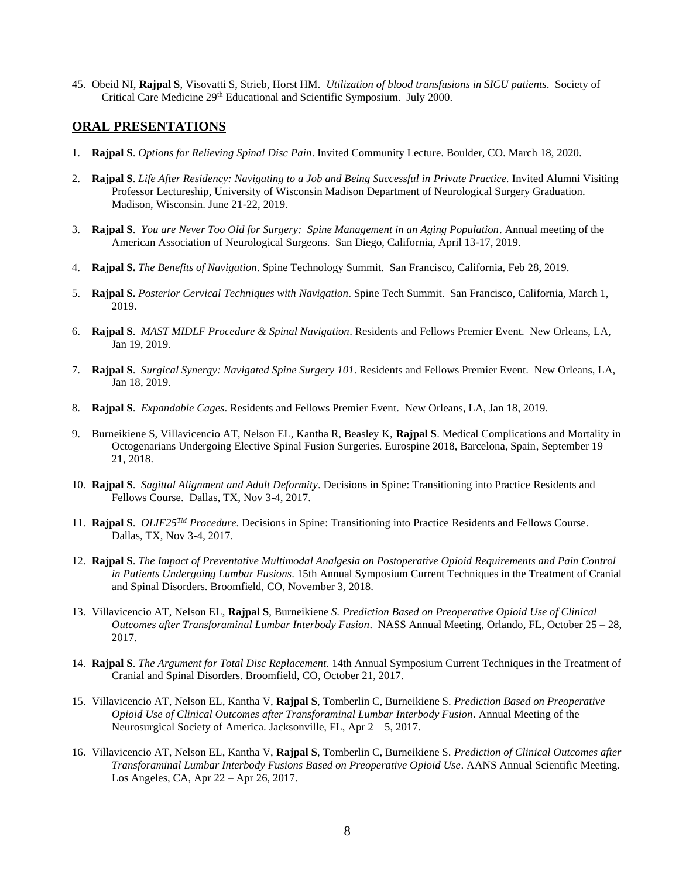45. Obeid NI, **Rajpal S**, Visovatti S, Strieb, Horst HM. *Utilization of blood transfusions in SICU patients*. Society of Critical Care Medicine 29th Educational and Scientific Symposium. July 2000.

## ORAL PRESENTATIONS

1. **Rajpal S**. *Options for Relieving Spinal Disc Pain*. Invited Community Lecture. Boulder, CO. March 18, 2020.

2. **Rajpal S**. *Life After Residency: Navigating to a Job and Being Successful in Private Practice.* Invited Alumni Visiting Professor Lectureship, University of Wisconsin Madison Department of Neurological Surgery Graduation. Madison, Wisconsin. June 21-22, 2019.

3. **Rajpal S**. *You are Never Too Old for Surgery: Spine Management in an Aging Population*. Annual meeting of the American Association of Neurological Surgeons. San Diego, California, April 13-17, 2019.

4. **Rajpal S.** *The Benefits of Navigation*. Spine Technology Summit. San Francisco, California, Feb 28, 2019.

5. **Rajpal S.** *Posterior Cervical Techniques with Navigation*. Spine Tech Summit. San Francisco, California, March 1, 2019.

6. **Rajpal S**. *MAST MIDLF Procedure & Spinal Navigation*. Residents and Fellows Premier Event. New Orleans, LA, Jan 19, 2019.

7. **Rajpal S**. *Surgical Synergy: Navigated Spine Surgery 101*. Residents and Fellows Premier Event. New Orleans, LA, Jan 18, 2019.

8. **Rajpal S**. *Expandable Cages*. Residents and Fellows Premier Event. New Orleans, LA, Jan 18, 2019.

9. Burneikiene S, Villavicencio AT, Nelson EL, Kantha R, Beasley K, **Rajpal S**. Medical Complications and Mortality in Octogenarians Undergoing Elective Spinal Fusion Surgeries*.* Eurospine 2018, Barcelona, Spain, September 19 – 21, 2018.

10. **Rajpal S**. *Sagittal Alignment and Adult Deformity*. Decisions in Spine: Transitioning into Practice Residents and Fellows Course. Dallas, TX, Nov 3-4, 2017.

11. **Rajpal S**. *OLIF25TM Procedure*. Decisions in Spine: Transitioning into Practice Residents and Fellows Course. Dallas, TX, Nov 3-4, 2017.

12. **Rajpal S**. *The Impact of Preventative Multimodal Analgesia on Postoperative Opioid Requirements and Pain Control in Patients Undergoing Lumbar Fusions*. 15th Annual Symposium Current Techniques in the Treatment of Cranial and Spinal Disorders. Broomfield, CO, November 3, 2018.

13. Villavicencio AT, Nelson EL, **Rajpal S**, Burneikiene *S. Prediction Based on Preoperative Opioid Use of Clinical Outcomes after Transforaminal Lumbar Interbody Fusion*. NASS Annual Meeting, Orlando, FL, October 25 – 28, 2017.

14. **Rajpal S**. *The Argument for Total Disc Replacement.* 14th Annual Symposium Current Techniques in the Treatment of Cranial and Spinal Disorders. Broomfield, CO, October 21, 2017.

15. Villavicencio AT, Nelson EL, Kantha V, **Rajpal S**, Tomberlin C, Burneikiene S. *Prediction Based on Preoperative Opioid Use of Clinical Outcomes after Transforaminal Lumbar Interbody Fusion*. Annual Meeting of the Neurosurgical Society of America. Jacksonville, FL, Apr 2 – 5, 2017.

16. Villavicencio AT, Nelson EL, Kantha V, **Rajpal S**, Tomberlin C, Burneikiene S. *Prediction of Clinical Outcomes after Transforaminal Lumbar Interbody Fusions Based on Preoperative Opioid Use*. AANS Annual Scientific Meeting. Los Angeles, CA, Apr 22 – Apr 26, 2017.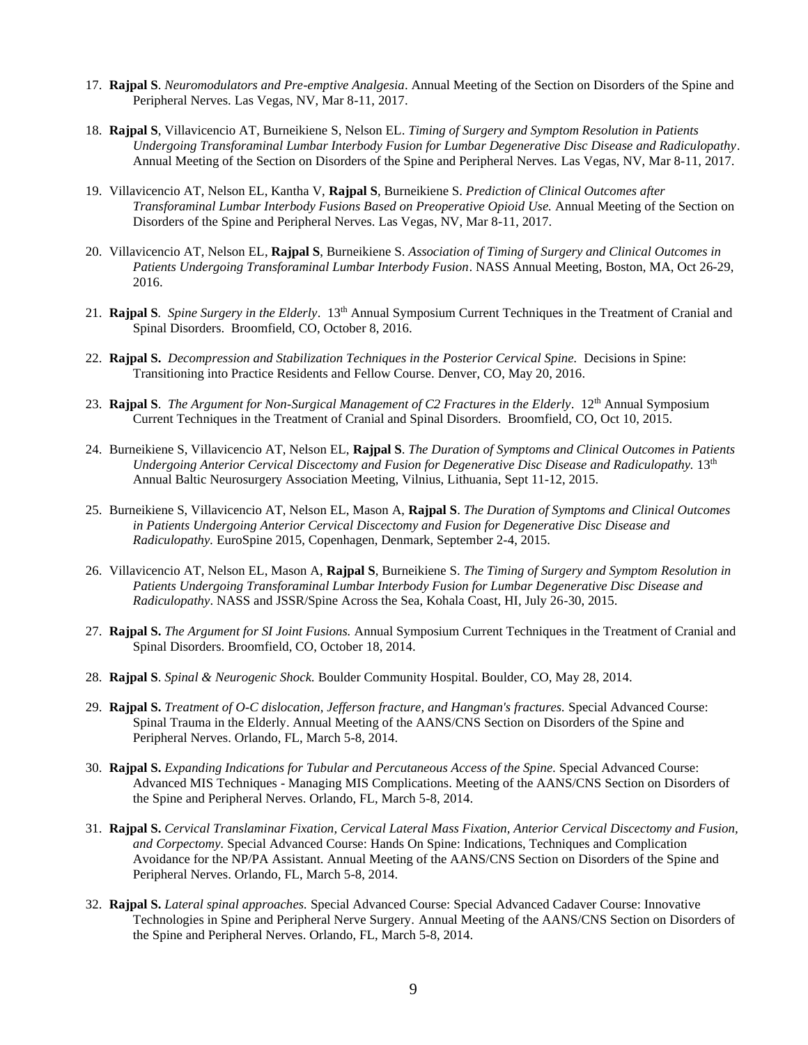17. **Rajpal S**. *Neuromodulators and Pre-emptive Analgesia*. Annual Meeting of the Section on Disorders of the Spine and Peripheral Nerves. Las Vegas, NV, Mar 8-11, 2017.

18. **Rajpal S**, Villavicencio AT, Burneikiene S, Nelson EL. *Timing of Surgery and Symptom Resolution in Patients Undergoing Transforaminal Lumbar Interbody Fusion for Lumbar Degenerative Disc Disease and Radiculopathy*. Annual Meeting of the Section on Disorders of the Spine and Peripheral Nerves. Las Vegas, NV, Mar 8-11, 2017.

19. Villavicencio AT, Nelson EL, Kantha V, **Rajpal S**, Burneikiene S. *Prediction of Clinical Outcomes after Transforaminal Lumbar Interbody Fusions Based on Preoperative Opioid Use.* Annual Meeting of the Section on Disorders of the Spine and Peripheral Nerves. Las Vegas, NV, Mar 8-11, 2017.

20. Villavicencio AT, Nelson EL, **Rajpal S**, Burneikiene S. *Association of Timing of Surgery and Clinical Outcomes in Patients Undergoing Transforaminal Lumbar Interbody Fusion*. NASS Annual Meeting, Boston, MA, Oct 26-29, 2016.

21. **Rajpal S**. *Spine Surgery in the Elderly*. 13th Annual Symposium Current Techniques in the Treatment of Cranial and Spinal Disorders. Broomfield, CO, October 8, 2016.

22. **Rajpal S.** *Decompression and Stabilization Techniques in the Posterior Cervical Spine.* Decisions in Spine: Transitioning into Practice Residents and Fellow Course. Denver, CO, May 20, 2016.

23. **Rajpal S**. *The Argument for Non-Surgical Management of C2 Fractures in the Elderly*. 12th Annual Symposium Current Techniques in the Treatment of Cranial and Spinal Disorders. Broomfield, CO, Oct 10, 2015.

24. Burneikiene S, Villavicencio AT, Nelson EL, **Rajpal S**. *The Duration of Symptoms and Clinical Outcomes in Patients Undergoing Anterior Cervical Discectomy and Fusion for Degenerative Disc Disease and Radiculopathy.* 13th Annual Baltic Neurosurgery Association Meeting, Vilnius, Lithuania, Sept 11-12, 2015.

25. Burneikiene S, Villavicencio AT, Nelson EL, Mason A, **Rajpal S**. *The Duration of Symptoms and Clinical Outcomes in Patients Undergoing Anterior Cervical Discectomy and Fusion for Degenerative Disc Disease and Radiculopathy.* EuroSpine 2015, Copenhagen, Denmark, September 2-4, 2015.

26. Villavicencio AT, Nelson EL, Mason A, **Rajpal S**, Burneikiene S. *The Timing of Surgery and Symptom Resolution in Patients Undergoing Transforaminal Lumbar Interbody Fusion for Lumbar Degenerative Disc Disease and Radiculopathy*. NASS and JSSR/Spine Across the Sea, Kohala Coast, HI, July 26-30, 2015.

27. **Rajpal S.** *The Argument for SI Joint Fusions.* Annual Symposium Current Techniques in the Treatment of Cranial and Spinal Disorders. Broomfield, CO, October 18, 2014.

28. **Rajpal S**. *Spinal & Neurogenic Shock.* Boulder Community Hospital. Boulder, CO, May 28, 2014.

29. **Rajpal S.** *Treatment of O-C dislocation, Jefferson fracture, and Hangman's fractures.* Special Advanced Course: Spinal Trauma in the Elderly. Annual Meeting of the AANS/CNS Section on Disorders of the Spine and Peripheral Nerves. Orlando, FL, March 5-8, 2014.

30. **Rajpal S.** *Expanding Indications for Tubular and Percutaneous Access of the Spine.* Special Advanced Course: Advanced MIS Techniques - Managing MIS Complications. Meeting of the AANS/CNS Section on Disorders of the Spine and Peripheral Nerves. Orlando, FL, March 5-8, 2014.

31. **Rajpal S.** *Cervical Translaminar Fixation, Cervical Lateral Mass Fixation, Anterior Cervical Discectomy and Fusion, and Corpectomy.* Special Advanced Course: Hands On Spine: Indications, Techniques and Complication Avoidance for the NP/PA Assistant. Annual Meeting of the AANS/CNS Section on Disorders of the Spine and Peripheral Nerves. Orlando, FL, March 5-8, 2014.

32. **Rajpal S.** *Lateral spinal approaches.* Special Advanced Course: Special Advanced Cadaver Course: Innovative Technologies in Spine and Peripheral Nerve Surgery. Annual Meeting of the AANS/CNS Section on Disorders of the Spine and Peripheral Nerves. Orlando, FL, March 5-8, 2014.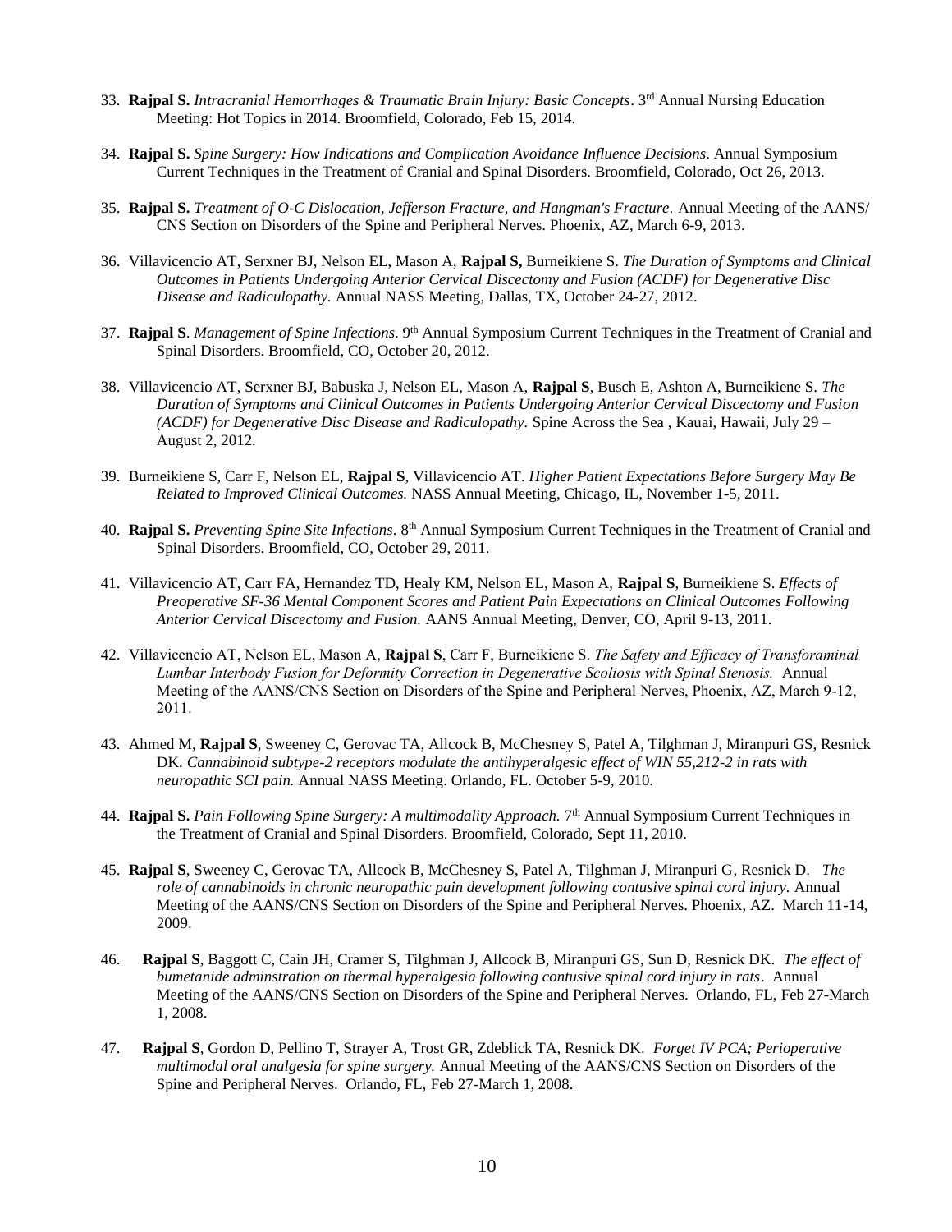33. **Rajpal S.** *Intracranial Hemorrhages & Traumatic Brain Injury: Basic Concepts*. 3rd Annual Nursing Education Meeting: Hot Topics in 2014. Broomfield, Colorado, Feb 15, 2014.

34. **Rajpal S.** *Spine Surgery: How Indications and Complication Avoidance Influence Decisions*. Annual Symposium Current Techniques in the Treatment of Cranial and Spinal Disorders. Broomfield, Colorado, Oct 26, 2013.

35. **Rajpal S.** *Treatment of O-C Dislocation, Jefferson Fracture, and Hangman's Fracture*. Annual Meeting of the AANS/ CNS Section on Disorders of the Spine and Peripheral Nerves. Phoenix, AZ, March 6-9, 2013.

36. Villavicencio AT, Serxner BJ, Nelson EL, Mason A, **Rajpal S,** Burneikiene S. *The Duration of Symptoms and Clinical Outcomes in Patients Undergoing Anterior Cervical Discectomy and Fusion (ACDF) for Degenerative Disc Disease and Radiculopathy.* Annual NASS Meeting, Dallas, TX, October 24-27, 2012.

37. **Rajpal S**. *Management of Spine Infections*. 9th Annual Symposium Current Techniques in the Treatment of Cranial and Spinal Disorders. Broomfield, CO, October 20, 2012.

38. Villavicencio AT, Serxner BJ, Babuska J, Nelson EL, Mason A, **Rajpal S**, Busch E, Ashton A, Burneikiene S. *The Duration of Symptoms and Clinical Outcomes in Patients Undergoing Anterior Cervical Discectomy and Fusion (ACDF) for Degenerative Disc Disease and Radiculopathy.* Spine Across the Sea , Kauai, Hawaii, July 29 – August 2, 2012.

39. Burneikiene S, Carr F, Nelson EL, **Rajpal S**, Villavicencio AT. *Higher Patient Expectations Before Surgery May Be Related to Improved Clinical Outcomes.* NASS Annual Meeting, Chicago, IL, November 1-5, 2011.

40. **Rajpal S.** *Preventing Spine Site Infections*. 8th Annual Symposium Current Techniques in the Treatment of Cranial and Spinal Disorders. Broomfield, CO, October 29, 2011.

41. Villavicencio AT, Carr FA, Hernandez TD, Healy KM, Nelson EL, Mason A, **Rajpal S**, Burneikiene S. *Effects of Preoperative SF-36 Mental Component Scores and Patient Pain Expectations on Clinical Outcomes Following Anterior Cervical Discectomy and Fusion.* AANS Annual Meeting, Denver, CO, April 9-13, 2011.

42. Villavicencio AT, Nelson EL, Mason A, **Rajpal S**, Carr F, Burneikiene S. *The Safety and Efficacy of Transforaminal Lumbar Interbody Fusion for Deformity Correction in Degenerative Scoliosis with Spinal Stenosis.* Annual Meeting of the AANS/CNS Section on Disorders of the Spine and Peripheral Nerves, Phoenix, AZ, March 9-12, 2011.

43. Ahmed M, **Rajpal S**, Sweeney C, Gerovac TA, Allcock B, McChesney S, Patel A, Tilghman J, Miranpuri GS, Resnick DK. *Cannabinoid subtype-2 receptors modulate the antihyperalgesic effect of WIN 55,212-2 in rats with neuropathic SCI pain.* Annual NASS Meeting. Orlando, FL. October 5-9, 2010.

44. **Rajpal S.** *Pain Following Spine Surgery: A multimodality Approach.* 7th Annual Symposium Current Techniques in the Treatment of Cranial and Spinal Disorders. Broomfield, Colorado, Sept 11, 2010.

45. **Rajpal S**, Sweeney C, Gerovac TA, Allcock B, McChesney S, Patel A, Tilghman J, Miranpuri G, Resnick D. *The role of cannabinoids in chronic neuropathic pain development following contusive spinal cord injury.* Annual Meeting of the AANS/CNS Section on Disorders of the Spine and Peripheral Nerves. Phoenix, AZ. March 11-14, 2009.

46. **Rajpal S**, Baggott C, Cain JH, Cramer S, Tilghman J, Allcock B, Miranpuri GS, Sun D, Resnick DK. *The effect of bumetanide adminstration on thermal hyperalgesia following contusive spinal cord injury in rats*. Annual Meeting of the AANS/CNS Section on Disorders of the Spine and Peripheral Nerves. Orlando, FL, Feb 27-March 1, 2008.

47. **Rajpal S**, Gordon D, Pellino T, Strayer A, Trost GR, Zdeblick TA, Resnick DK. *Forget IV PCA; Perioperative multimodal oral analgesia for spine surgery.* Annual Meeting of the AANS/CNS Section on Disorders of the Spine and Peripheral Nerves. Orlando, FL, Feb 27-March 1, 2008.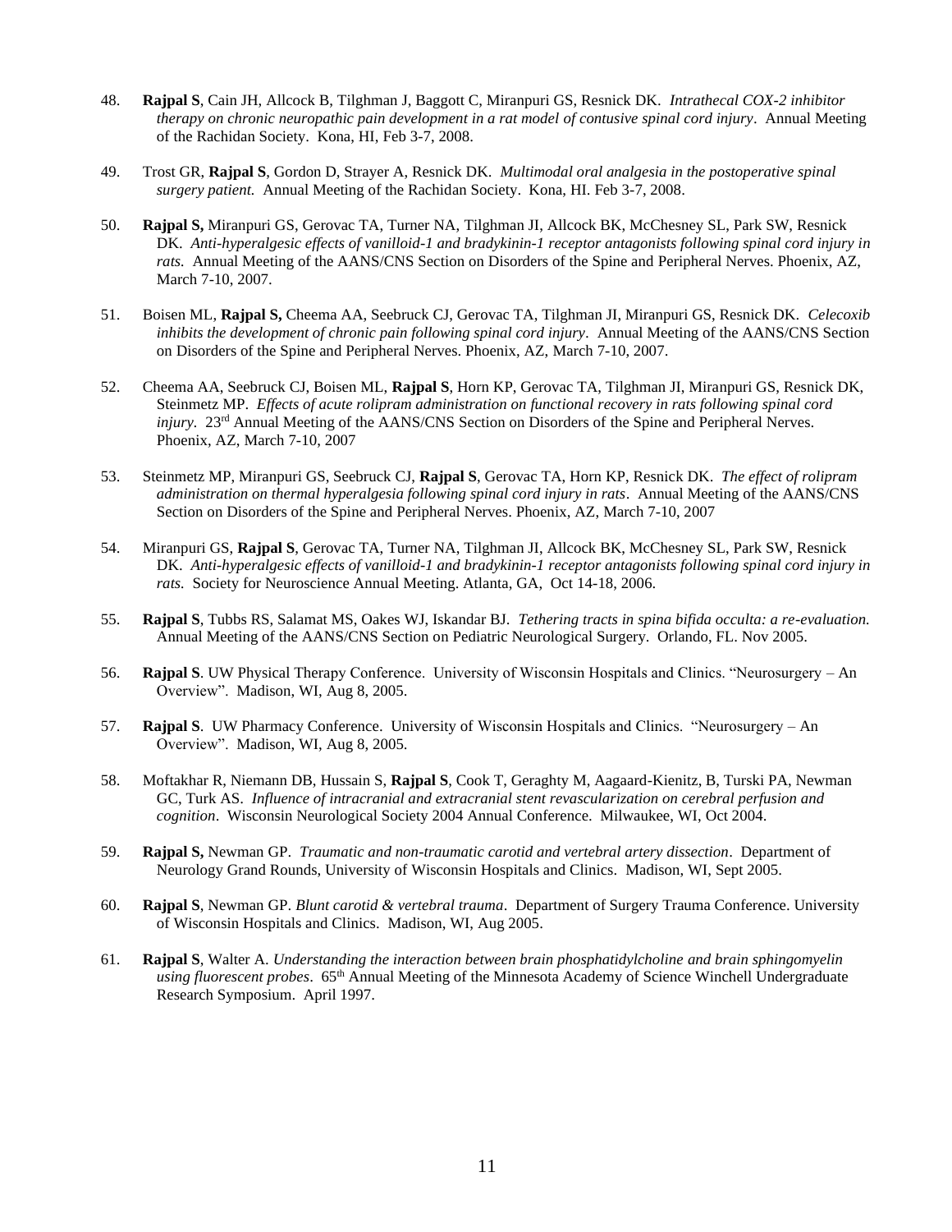48. **Rajpal S**, Cain JH, Allcock B, Tilghman J, Baggott C, Miranpuri GS, Resnick DK. *Intrathecal COX-2 inhibitor therapy on chronic neuropathic pain development in a rat model of contusive spinal cord injury*. Annual Meeting of the Rachidan Society. Kona, HI, Feb 3-7, 2008.

49. Trost GR, **Rajpal S**, Gordon D, Strayer A, Resnick DK. *Multimodal oral analgesia in the postoperative spinal surgery patient.* Annual Meeting of the Rachidan Society. Kona, HI. Feb 3-7, 2008.

50. **Rajpal S,** Miranpuri GS, Gerovac TA, Turner NA, Tilghman JI, Allcock BK, McChesney SL, Park SW, Resnick DK. *Anti-hyperalgesic effects of vanilloid-1 and bradykinin-1 receptor antagonists following spinal cord injury in rats.* Annual Meeting of the AANS/CNS Section on Disorders of the Spine and Peripheral Nerves. Phoenix, AZ, March 7-10, 2007.

51. Boisen ML, **Rajpal S,** Cheema AA, Seebruck CJ, Gerovac TA, Tilghman JI, Miranpuri GS, Resnick DK. *Celecoxib inhibits the development of chronic pain following spinal cord injury*. Annual Meeting of the AANS/CNS Section on Disorders of the Spine and Peripheral Nerves. Phoenix, AZ, March 7-10, 2007.

52. Cheema AA, Seebruck CJ, Boisen ML, **Rajpal S**, Horn KP, Gerovac TA, Tilghman JI, Miranpuri GS, Resnick DK, Steinmetz MP. *Effects of acute rolipram administration on functional recovery in rats following spinal cord injury.* 23rd Annual Meeting of the AANS/CNS Section on Disorders of the Spine and Peripheral Nerves. Phoenix, AZ, March 7-10, 2007

53. Steinmetz MP, Miranpuri GS, Seebruck CJ, **Rajpal S**, Gerovac TA, Horn KP, Resnick DK. *The effect of rolipram administration on thermal hyperalgesia following spinal cord injury in rats*. Annual Meeting of the AANS/CNS Section on Disorders of the Spine and Peripheral Nerves. Phoenix, AZ, March 7-10, 2007

54. Miranpuri GS, **Rajpal S**, Gerovac TA, Turner NA, Tilghman JI, Allcock BK, McChesney SL, Park SW, Resnick DK. *Anti-hyperalgesic effects of vanilloid-1 and bradykinin-1 receptor antagonists following spinal cord injury in rats.* Society for Neuroscience Annual Meeting. Atlanta, GA, Oct 14-18, 2006.

55. **Rajpal S**, Tubbs RS, Salamat MS, Oakes WJ, Iskandar BJ. *Tethering tracts in spina bifida occulta: a re-evaluation.* Annual Meeting of the AANS/CNS Section on Pediatric Neurological Surgery. Orlando, FL. Nov 2005.

56. **Rajpal S**. UW Physical Therapy Conference. University of Wisconsin Hospitals and Clinics. "Neurosurgery – An Overview". Madison, WI, Aug 8, 2005.

57. **Rajpal S**. UW Pharmacy Conference. University of Wisconsin Hospitals and Clinics. "Neurosurgery – An Overview". Madison, WI, Aug 8, 2005.

58. Moftakhar R, Niemann DB, Hussain S, **Rajpal S**, Cook T, Geraghty M, Aagaard-Kienitz, B, Turski PA, Newman GC, Turk AS. *Influence of intracranial and extracranial stent revascularization on cerebral perfusion and cognition*. Wisconsin Neurological Society 2004 Annual Conference. Milwaukee, WI, Oct 2004.

59. **Rajpal S,** Newman GP. *Traumatic and non-traumatic carotid and vertebral artery dissection*. Department of Neurology Grand Rounds, University of Wisconsin Hospitals and Clinics. Madison, WI, Sept 2005.

60. **Rajpal S**, Newman GP. *Blunt carotid & vertebral trauma*. Department of Surgery Trauma Conference. University of Wisconsin Hospitals and Clinics. Madison, WI, Aug 2005.

61. **Rajpal S**, Walter A. *Understanding the interaction between brain phosphatidylcholine and brain sphingomyelin using fluorescent probes*. 65th Annual Meeting of the Minnesota Academy of Science Winchell Undergraduate Research Symposium. April 1997.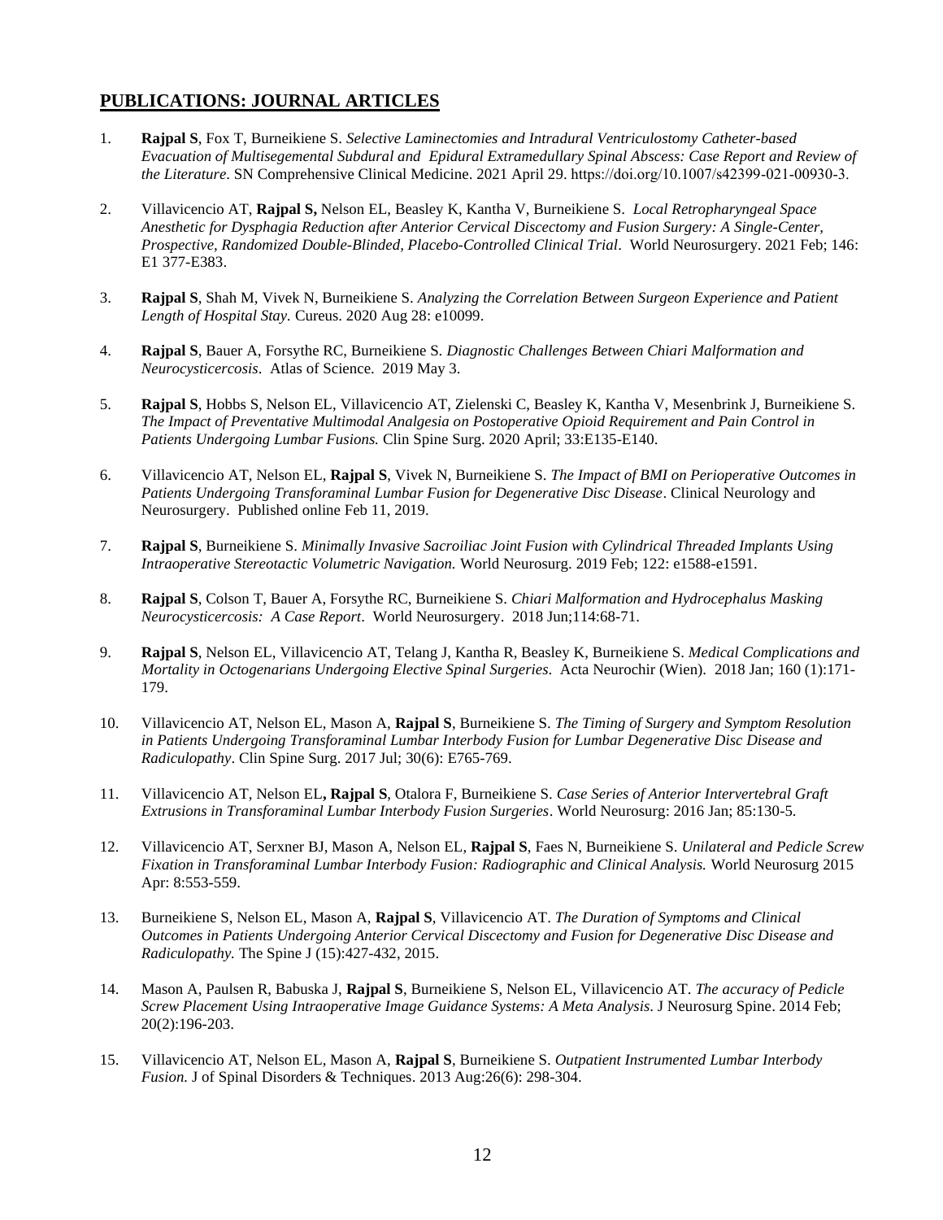## PUBLICATIONS: JOURNAL ARTICLES

1. **Rajpal S**, Fox T, Burneikiene S. *Selective Laminectomies and Intradural Ventriculostomy Catheter-based Evacuation of Multisegemental Subdural and Epidural Extramedullary Spinal Abscess: Case Report and Review of the Literature*. SN Comprehensive Clinical Medicine. 2021 April 29. https://doi.org/10.1007/s42399-021-00930-3.

2. Villavicencio AT, **Rajpal S,** Nelson EL, Beasley K, Kantha V, Burneikiene S. *Local Retropharyngeal Space Anesthetic for Dysphagia Reduction after Anterior Cervical Discectomy and Fusion Surgery: A Single-Center, Prospective, Randomized Double-Blinded, Placebo-Controlled Clinical Trial*. World Neurosurgery. 2021 Feb; 146: E1 377-E383.

3. **Rajpal S**, Shah M, Vivek N, Burneikiene S. *Analyzing the Correlation Between Surgeon Experience and Patient Length of Hospital Stay.* Cureus. 2020 Aug 28: e10099.

4. **Rajpal S**, Bauer A, Forsythe RC, Burneikiene S. *Diagnostic Challenges Between Chiari Malformation and Neurocysticercosis*. Atlas of Science. 2019 May 3.

5. **Rajpal S**, Hobbs S, Nelson EL, Villavicencio AT, Zielenski C, Beasley K, Kantha V, Mesenbrink J, Burneikiene S. *The Impact of Preventative Multimodal Analgesia on Postoperative Opioid Requirement and Pain Control in Patients Undergoing Lumbar Fusions.* Clin Spine Surg. 2020 April; 33:E135-E140.

6. Villavicencio AT, Nelson EL, **Rajpal S**, Vivek N, Burneikiene S. *The Impact of BMI on Perioperative Outcomes in Patients Undergoing Transforaminal Lumbar Fusion for Degenerative Disc Disease*. Clinical Neurology and Neurosurgery. Published online Feb 11, 2019.

7. **Rajpal S**, Burneikiene S. *Minimally Invasive Sacroiliac Joint Fusion with Cylindrical Threaded Implants Using Intraoperative Stereotactic Volumetric Navigation.* World Neurosurg. 2019 Feb; 122: e1588-e1591.

8. **Rajpal S**, Colson T, Bauer A, Forsythe RC, Burneikiene S. *Chiari Malformation and Hydrocephalus Masking Neurocysticercosis: A Case Report*. World Neurosurgery. 2018 Jun;114:68-71.

9. **Rajpal S**, Nelson EL, Villavicencio AT, Telang J, Kantha R, Beasley K, Burneikiene S. *Medical Complications and Mortality in Octogenarians Undergoing Elective Spinal Surgeries*. Acta Neurochir (Wien). 2018 Jan; 160 (1):171-179.

10. Villavicencio AT, Nelson EL, Mason A, **Rajpal S**, Burneikiene S. *The Timing of Surgery and Symptom Resolution in Patients Undergoing Transforaminal Lumbar Interbody Fusion for Lumbar Degenerative Disc Disease and Radiculopathy*. Clin Spine Surg. 2017 Jul; 30(6): E765-769.

11. Villavicencio AT, Nelson EL**, Rajpal S**, Otalora F, Burneikiene S. *Case Series of Anterior Intervertebral Graft Extrusions in Transforaminal Lumbar Interbody Fusion Surgeries*. World Neurosurg: 2016 Jan; 85:130-5.

12. Villavicencio AT, Serxner BJ, Mason A, Nelson EL, **Rajpal S**, Faes N, Burneikiene S. *Unilateral and Pedicle Screw Fixation in Transforaminal Lumbar Interbody Fusion: Radiographic and Clinical Analysis.* World Neurosurg 2015 Apr: 8:553-559.

13. Burneikiene S, Nelson EL, Mason A, **Rajpal S**, Villavicencio AT. *The Duration of Symptoms and Clinical Outcomes in Patients Undergoing Anterior Cervical Discectomy and Fusion for Degenerative Disc Disease and Radiculopathy.* The Spine J (15):427-432, 2015.

14. Mason A, Paulsen R, Babuska J, **Rajpal S**, Burneikiene S, Nelson EL, Villavicencio AT. *The accuracy of Pedicle Screw Placement Using Intraoperative Image Guidance Systems: A Meta Analysis*. J Neurosurg Spine. 2014 Feb; 20(2):196-203.

15. Villavicencio AT, Nelson EL, Mason A, **Rajpal S**, Burneikiene S. *Outpatient Instrumented Lumbar Interbody Fusion.* J of Spinal Disorders & Techniques. 2013 Aug:26(6): 298-304.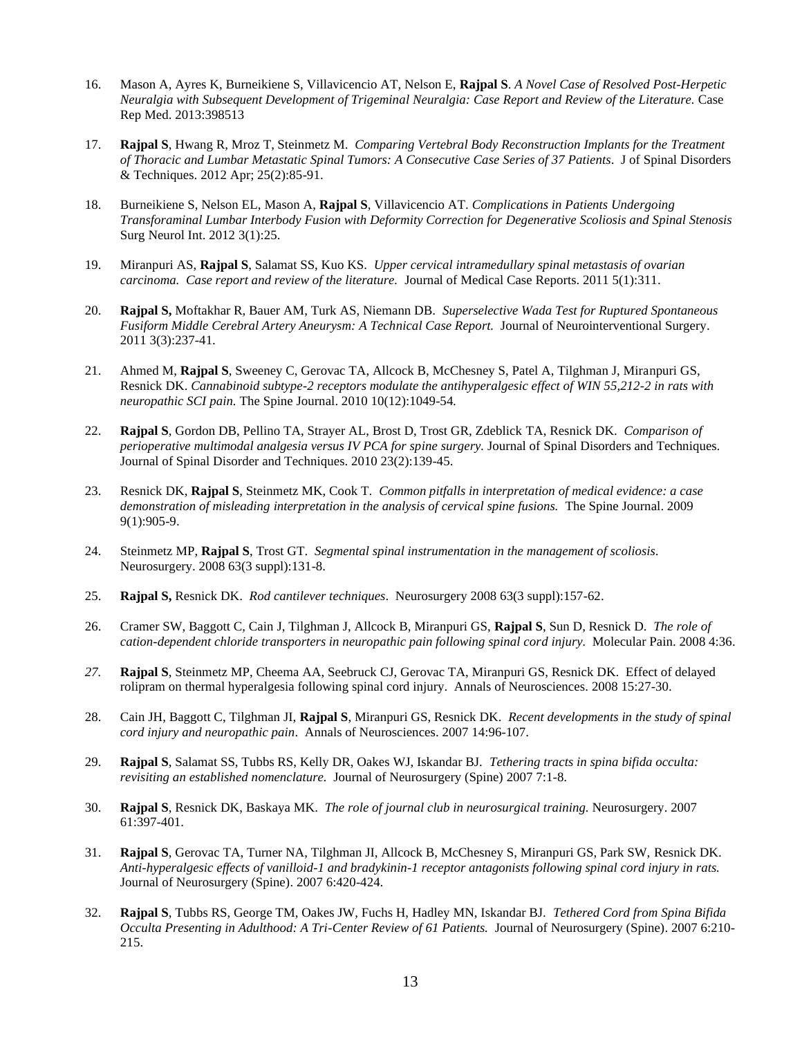16. Mason A, Ayres K, Burneikiene S, Villavicencio AT, Nelson E, **Rajpal S**. *A Novel Case of Resolved Post-Herpetic Neuralgia with Subsequent Development of Trigeminal Neuralgia: Case Report and Review of the Literature.* Case Rep Med. 2013:398513

17. **Rajpal S**, Hwang R, Mroz T, Steinmetz M. *Comparing Vertebral Body Reconstruction Implants for the Treatment of Thoracic and Lumbar Metastatic Spinal Tumors: A Consecutive Case Series of 37 Patients*. J of Spinal Disorders & Techniques. 2012 Apr; 25(2):85-91.

18. Burneikiene S, Nelson EL, Mason A, **Rajpal S**, Villavicencio AT. *Complications in Patients Undergoing Transforaminal Lumbar Interbody Fusion with Deformity Correction for Degenerative Scoliosis and Spinal Stenosis* Surg Neurol Int. 2012 3(1):25.

19. Miranpuri AS, **Rajpal S**, Salamat SS, Kuo KS. *Upper cervical intramedullary spinal metastasis of ovarian carcinoma. Case report and review of the literature.* Journal of Medical Case Reports. 2011 5(1):311.

20. **Rajpal S,** Moftakhar R, Bauer AM, Turk AS, Niemann DB. *Superselective Wada Test for Ruptured Spontaneous Fusiform Middle Cerebral Artery Aneurysm: A Technical Case Report.* Journal of Neurointerventional Surgery. 2011 3(3):237-41.

21. Ahmed M, **Rajpal S**, Sweeney C, Gerovac TA, Allcock B, McChesney S, Patel A, Tilghman J, Miranpuri GS, Resnick DK. *Cannabinoid subtype-2 receptors modulate the antihyperalgesic effect of WIN 55,212-2 in rats with neuropathic SCI pain.* The Spine Journal. 2010 10(12):1049-54.

22. **Rajpal S**, Gordon DB, Pellino TA, Strayer AL, Brost D, Trost GR, Zdeblick TA, Resnick DK. *Comparison of perioperative multimodal analgesia versus IV PCA for spine surgery.* Journal of Spinal Disorders and Techniques. Journal of Spinal Disorder and Techniques. 2010 23(2):139-45.

23. Resnick DK, **Rajpal S**, Steinmetz MK, Cook T. *Common pitfalls in interpretation of medical evidence: a case demonstration of misleading interpretation in the analysis of cervical spine fusions.* The Spine Journal. 2009 9(1):905-9.

24. Steinmetz MP, **Rajpal S**, Trost GT. *Segmental spinal instrumentation in the management of scoliosis*. Neurosurgery. 2008 63(3 suppl):131-8.

25. **Rajpal S,** Resnick DK. *Rod cantilever techniques*. Neurosurgery 2008 63(3 suppl):157-62.

26. Cramer SW, Baggott C, Cain J, Tilghman J, Allcock B, Miranpuri GS, **Rajpal S**, Sun D, Resnick D. *The role of cation-dependent chloride transporters in neuropathic pain following spinal cord injury.* Molecular Pain. 2008 4:36.

27. **Rajpal S**, Steinmetz MP, Cheema AA, Seebruck CJ, Gerovac TA, Miranpuri GS, Resnick DK. Effect of delayed rolipram on thermal hyperalgesia following spinal cord injury. Annals of Neurosciences. 2008 15:27-30.

28. Cain JH, Baggott C, Tilghman JI, **Rajpal S**, Miranpuri GS, Resnick DK. *Recent developments in the study of spinal cord injury and neuropathic pain*. Annals of Neurosciences. 2007 14:96-107.

29. **Rajpal S**, Salamat SS, Tubbs RS, Kelly DR, Oakes WJ, Iskandar BJ. *Tethering tracts in spina bifida occulta: revisiting an established nomenclature.* Journal of Neurosurgery (Spine) 2007 7:1-8.

30. **Rajpal S**, Resnick DK, Baskaya MK. *The role of journal club in neurosurgical training.* Neurosurgery. 2007 61:397-401.

31. **Rajpal S**, Gerovac TA, Turner NA, Tilghman JI, Allcock B, McChesney S, Miranpuri GS, Park SW, Resnick DK. *Anti-hyperalgesic effects of vanilloid-1 and bradykinin-1 receptor antagonists following spinal cord injury in rats.* Journal of Neurosurgery (Spine). 2007 6:420-424.

32. **Rajpal S**, Tubbs RS, George TM, Oakes JW, Fuchs H, Hadley MN, Iskandar BJ. *Tethered Cord from Spina Bifida Occulta Presenting in Adulthood: A Tri-Center Review of 61 Patients.* Journal of Neurosurgery (Spine). 2007 6:210-215.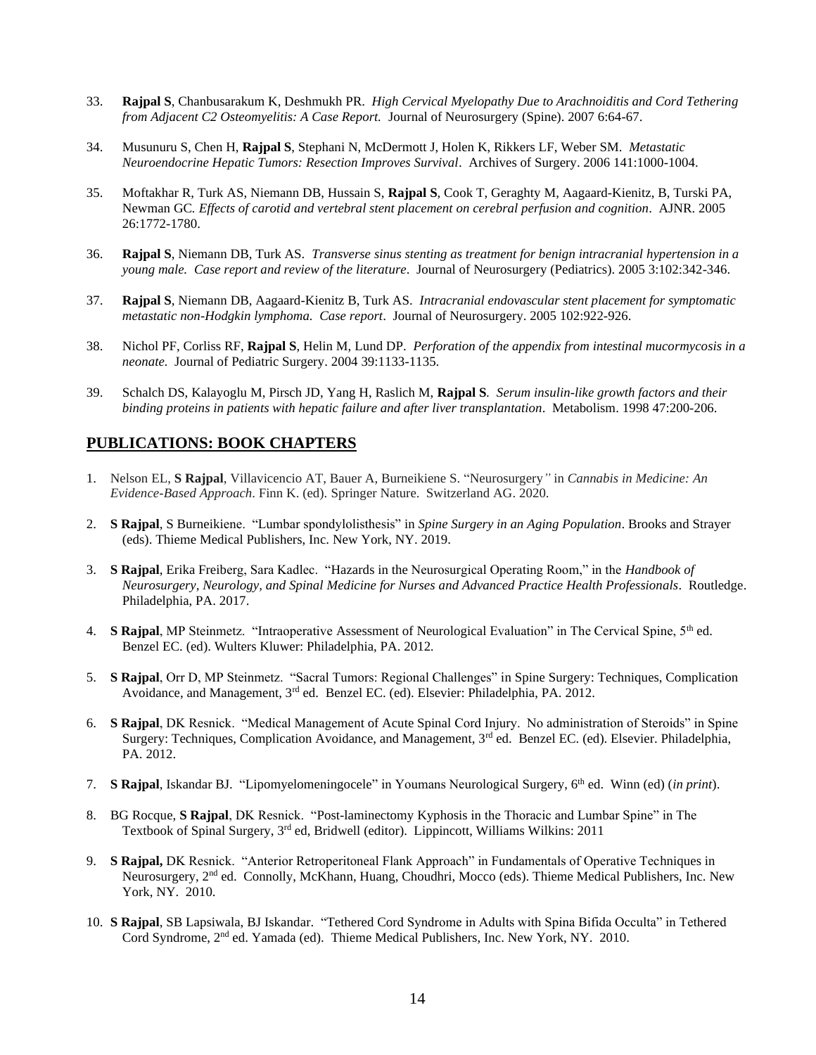33. **Rajpal S**, Chanbusarakum K, Deshmukh PR. *High Cervical Myelopathy Due to Arachnoiditis and Cord Tethering from Adjacent C2 Osteomyelitis: A Case Report.* Journal of Neurosurgery (Spine). 2007 6:64-67.

34. Musunuru S, Chen H, **Rajpal S**, Stephani N, McDermott J, Holen K, Rikkers LF, Weber SM. *Metastatic Neuroendocrine Hepatic Tumors: Resection Improves Survival*. Archives of Surgery. 2006 141:1000-1004.

35. Moftakhar R, Turk AS, Niemann DB, Hussain S, **Rajpal S**, Cook T, Geraghty M, Aagaard-Kienitz, B, Turski PA, Newman GC. *Effects of carotid and vertebral stent placement on cerebral perfusion and cognition*. AJNR. 2005 26:1772-1780.

36. **Rajpal S**, Niemann DB, Turk AS. *Transverse sinus stenting as treatment for benign intracranial hypertension in a young male. Case report and review of the literature*. Journal of Neurosurgery (Pediatrics). 2005 3:102:342-346.

37. **Rajpal S**, Niemann DB, Aagaard-Kienitz B, Turk AS. *Intracranial endovascular stent placement for symptomatic metastatic non-Hodgkin lymphoma. Case report*. Journal of Neurosurgery. 2005 102:922-926.

38. Nichol PF, Corliss RF, **Rajpal S**, Helin M, Lund DP. *Perforation of the appendix from intestinal mucormycosis in a neonate.* Journal of Pediatric Surgery. 2004 39:1133-1135.

39. Schalch DS, Kalayoglu M, Pirsch JD, Yang H, Raslich M, **Rajpal S**. *Serum insulin-like growth factors and their binding proteins in patients with hepatic failure and after liver transplantation*. Metabolism. 1998 47:200-206.

## PUBLICATIONS: BOOK CHAPTERS

1. Nelson EL, **S Rajpal**, Villavicencio AT, Bauer A, Burneikiene S. "Neurosurgery*"* in *Cannabis in Medicine: An Evidence-Based Approach*. Finn K. (ed). Springer Nature. Switzerland AG. 2020.

2. **S Rajpal**, S Burneikiene. "Lumbar spondylolisthesis" in *Spine Surgery in an Aging Population*. Brooks and Strayer (eds). Thieme Medical Publishers, Inc. New York, NY. 2019.

3. **S Rajpal**, Erika Freiberg, Sara Kadlec. "Hazards in the Neurosurgical Operating Room," in the *Handbook of Neurosurgery, Neurology, and Spinal Medicine for Nurses and Advanced Practice Health Professionals*. Routledge. Philadelphia, PA. 2017.

4. **S Rajpal**, MP Steinmetz. "Intraoperative Assessment of Neurological Evaluation" in The Cervical Spine, 5th ed. Benzel EC. (ed). Wulters Kluwer: Philadelphia, PA. 2012.

5. **S Rajpal**, Orr D, MP Steinmetz. "Sacral Tumors: Regional Challenges" in Spine Surgery: Techniques, Complication Avoidance, and Management, 3rd ed. Benzel EC. (ed). Elsevier: Philadelphia, PA. 2012.

6. **S Rajpal**, DK Resnick. "Medical Management of Acute Spinal Cord Injury. No administration of Steroids" in Spine Surgery: Techniques, Complication Avoidance, and Management, 3rd ed. Benzel EC. (ed). Elsevier. Philadelphia, PA. 2012.

7. **S Rajpal**, Iskandar BJ. "Lipomyelomeningocele" in Youmans Neurological Surgery, 6th ed. Winn (ed) (*in print*).

8. BG Rocque, **S Rajpal**, DK Resnick. "Post-laminectomy Kyphosis in the Thoracic and Lumbar Spine" in The Textbook of Spinal Surgery, 3rd ed, Bridwell (editor). Lippincott, Williams Wilkins: 2011

9. **S Rajpal,** DK Resnick. "Anterior Retroperitoneal Flank Approach" in Fundamentals of Operative Techniques in Neurosurgery, 2nd ed. Connolly, McKhann, Huang, Choudhri, Mocco (eds). Thieme Medical Publishers, Inc. New York, NY. 2010.

10. **S Rajpal**, SB Lapsiwala, BJ Iskandar. "Tethered Cord Syndrome in Adults with Spina Bifida Occulta" in Tethered Cord Syndrome, 2nd ed. Yamada (ed). Thieme Medical Publishers, Inc. New York, NY. 2010.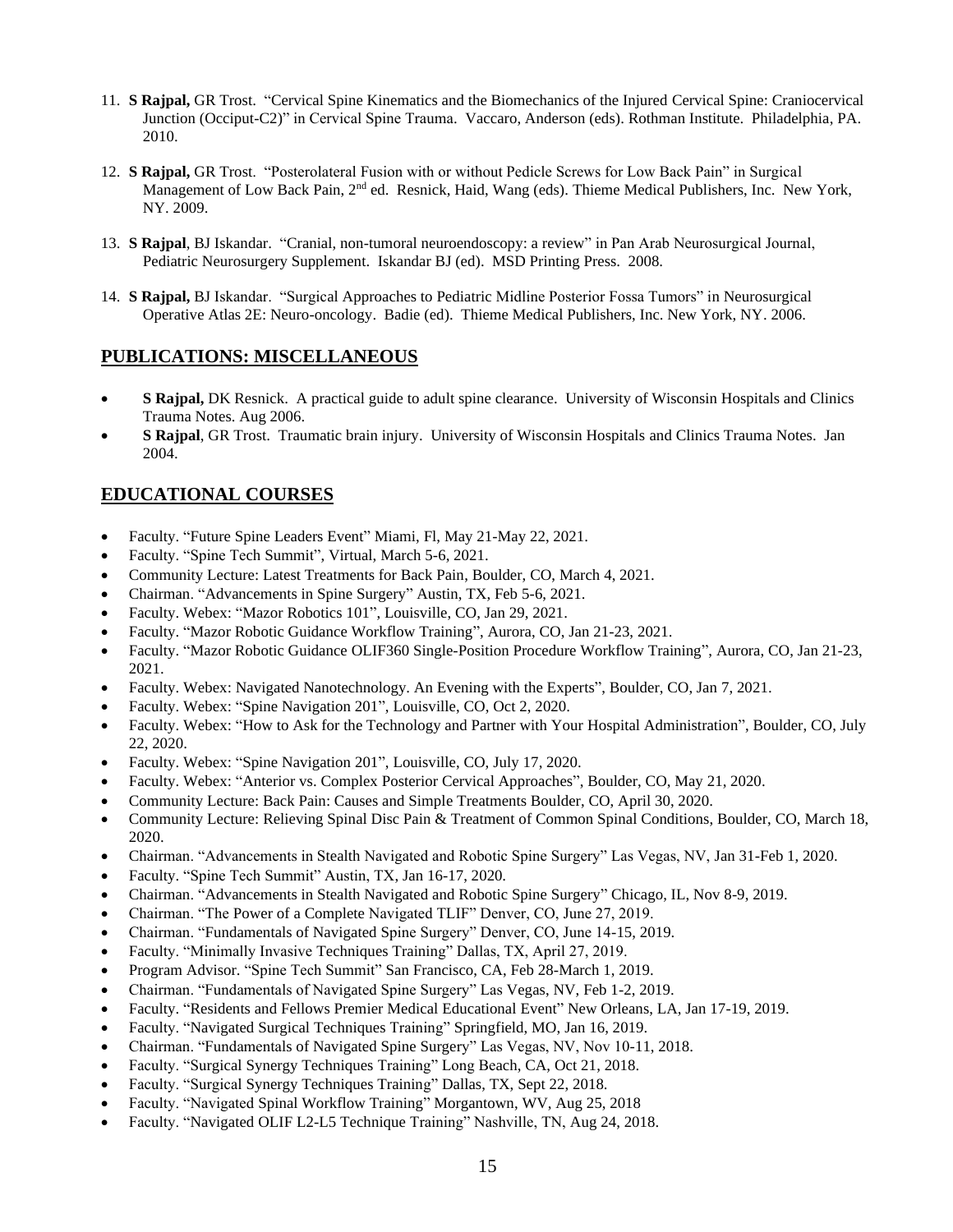11. **S Rajpal,** GR Trost. "Cervical Spine Kinematics and the Biomechanics of the Injured Cervical Spine: Craniocervical Junction (Occiput-C2)" in Cervical Spine Trauma. Vaccaro, Anderson (eds). Rothman Institute. Philadelphia, PA. 2010.

12. **S Rajpal,** GR Trost. "Posterolateral Fusion with or without Pedicle Screws for Low Back Pain" in Surgical Management of Low Back Pain, 2nd ed. Resnick, Haid, Wang (eds). Thieme Medical Publishers, Inc. New York, NY. 2009.

13. **S Rajpal**, BJ Iskandar. "Cranial, non-tumoral neuroendoscopy: a review" in Pan Arab Neurosurgical Journal, Pediatric Neurosurgery Supplement. Iskandar BJ (ed). MSD Printing Press. 2008.

14. **S Rajpal,** BJ Iskandar. "Surgical Approaches to Pediatric Midline Posterior Fossa Tumors" in Neurosurgical Operative Atlas 2E: Neuro-oncology. Badie (ed). Thieme Medical Publishers, Inc. New York, NY. 2006.

## PUBLICATIONS: MISCELLANEOUS

- **S Rajpal,** DK Resnick. A practical guide to adult spine clearance. University of Wisconsin Hospitals and Clinics Trauma Notes. Aug 2006.
- **S Rajpal**, GR Trost. Traumatic brain injury. University of Wisconsin Hospitals and Clinics Trauma Notes. Jan 2004.

## EDUCATIONAL COURSES

- Faculty. "Future Spine Leaders Event" Miami, Fl, May 21-May 22, 2021.
- Faculty. "Spine Tech Summit", Virtual, March 5-6, 2021.
- Community Lecture: Latest Treatments for Back Pain, Boulder, CO, March 4, 2021.
- Chairman. "Advancements in Spine Surgery" Austin, TX, Feb 5-6, 2021.
- Faculty. Webex: "Mazor Robotics 101", Louisville, CO, Jan 29, 2021.
- Faculty. "Mazor Robotic Guidance Workflow Training", Aurora, CO, Jan 21-23, 2021.
- Faculty. "Mazor Robotic Guidance OLIF360 Single-Position Procedure Workflow Training", Aurora, CO, Jan 21-23, 2021.
- Faculty. Webex: Navigated Nanotechnology. An Evening with the Experts", Boulder, CO, Jan 7, 2021.
- Faculty. Webex: "Spine Navigation 201", Louisville, CO, Oct 2, 2020.
- Faculty. Webex: "How to Ask for the Technology and Partner with Your Hospital Administration", Boulder, CO, July 22, 2020.
- Faculty. Webex: "Spine Navigation 201", Louisville, CO, July 17, 2020.
- Faculty. Webex: "Anterior vs. Complex Posterior Cervical Approaches", Boulder, CO, May 21, 2020.
- Community Lecture: Back Pain: Causes and Simple Treatments Boulder, CO, April 30, 2020.
- Community Lecture: Relieving Spinal Disc Pain & Treatment of Common Spinal Conditions, Boulder, CO, March 18, 2020.
- Chairman. "Advancements in Stealth Navigated and Robotic Spine Surgery" Las Vegas, NV, Jan 31-Feb 1, 2020.
- Faculty. "Spine Tech Summit" Austin, TX, Jan 16-17, 2020.
- Chairman. "Advancements in Stealth Navigated and Robotic Spine Surgery" Chicago, IL, Nov 8-9, 2019.
- Chairman. "The Power of a Complete Navigated TLIF" Denver, CO, June 27, 2019.
- Chairman. "Fundamentals of Navigated Spine Surgery" Denver, CO, June 14-15, 2019.
- Faculty. "Minimally Invasive Techniques Training" Dallas, TX, April 27, 2019.
- Program Advisor. "Spine Tech Summit" San Francisco, CA, Feb 28-March 1, 2019.
- Chairman. "Fundamentals of Navigated Spine Surgery" Las Vegas, NV, Feb 1-2, 2019.
- Faculty. "Residents and Fellows Premier Medical Educational Event" New Orleans, LA, Jan 17-19, 2019.
- Faculty. "Navigated Surgical Techniques Training" Springfield, MO, Jan 16, 2019.
- Chairman. "Fundamentals of Navigated Spine Surgery" Las Vegas, NV, Nov 10-11, 2018.
- Faculty. "Surgical Synergy Techniques Training" Long Beach, CA, Oct 21, 2018.
- Faculty. "Surgical Synergy Techniques Training" Dallas, TX, Sept 22, 2018.
- Faculty. "Navigated Spinal Workflow Training" Morgantown, WV, Aug 25, 2018
- Faculty. "Navigated OLIF L2-L5 Technique Training" Nashville, TN, Aug 24, 2018.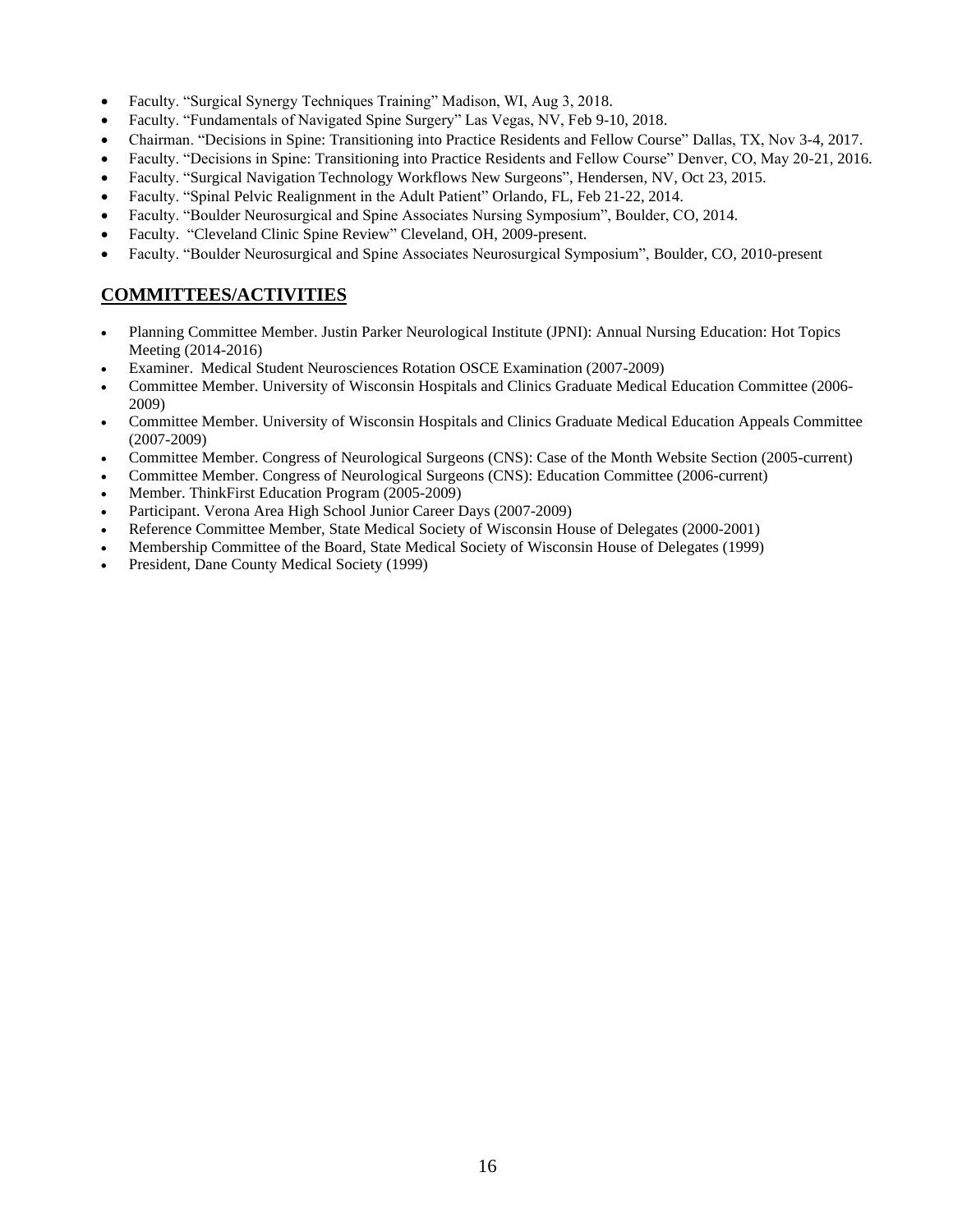- Faculty. “Surgical Synergy Techniques Training” Madison, WI, Aug 3, 2018.
- Faculty. “Fundamentals of Navigated Spine Surgery” Las Vegas, NV, Feb 9-10, 2018.
- Chairman. “Decisions in Spine: Transitioning into Practice Residents and Fellow Course” Dallas, TX, Nov 3-4, 2017.
- Faculty. “Decisions in Spine: Transitioning into Practice Residents and Fellow Course” Denver, CO, May 20-21, 2016.
- Faculty. “Surgical Navigation Technology Workflows New Surgeons”, Hendersen, NV, Oct 23, 2015.
- Faculty. “Spinal Pelvic Realignment in the Adult Patient” Orlando, FL, Feb 21-22, 2014.
- Faculty. “Boulder Neurosurgical and Spine Associates Nursing Symposium”, Boulder, CO, 2014.
- Faculty. “Cleveland Clinic Spine Review” Cleveland, OH, 2009-present.
- Faculty. “Boulder Neurosurgical and Spine Associates Neurosurgical Symposium”, Boulder, CO, 2010-present

## COMMITTEES/ACTIVITIES

- Planning Committee Member. Justin Parker Neurological Institute (JPNI): Annual Nursing Education: Hot Topics Meeting (2014-2016)
- Examiner. Medical Student Neurosciences Rotation OSCE Examination (2007-2009)
- Committee Member. University of Wisconsin Hospitals and Clinics Graduate Medical Education Committee (2006-2009)
- Committee Member. University of Wisconsin Hospitals and Clinics Graduate Medical Education Appeals Committee (2007-2009)
- Committee Member. Congress of Neurological Surgeons (CNS): Case of the Month Website Section (2005-current)
- Committee Member. Congress of Neurological Surgeons (CNS): Education Committee (2006-current)
- Member. ThinkFirst Education Program (2005-2009)
- Participant. Verona Area High School Junior Career Days (2007-2009)
- Reference Committee Member, State Medical Society of Wisconsin House of Delegates (2000-2001)
- Membership Committee of the Board, State Medical Society of Wisconsin House of Delegates (1999)
- President, Dane County Medical Society (1999)